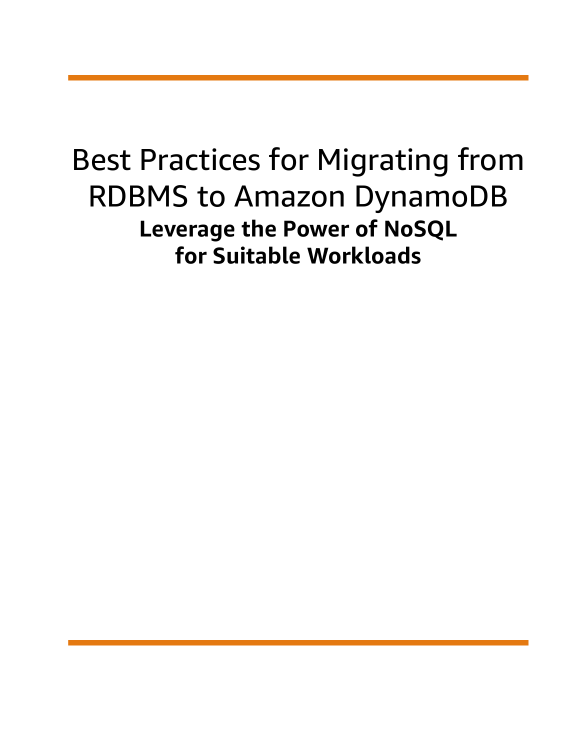# Best Practices for Migrating from RDBMS to Amazon DynamoDB

## Leverage the Power of NoSQL for Suitable Workloads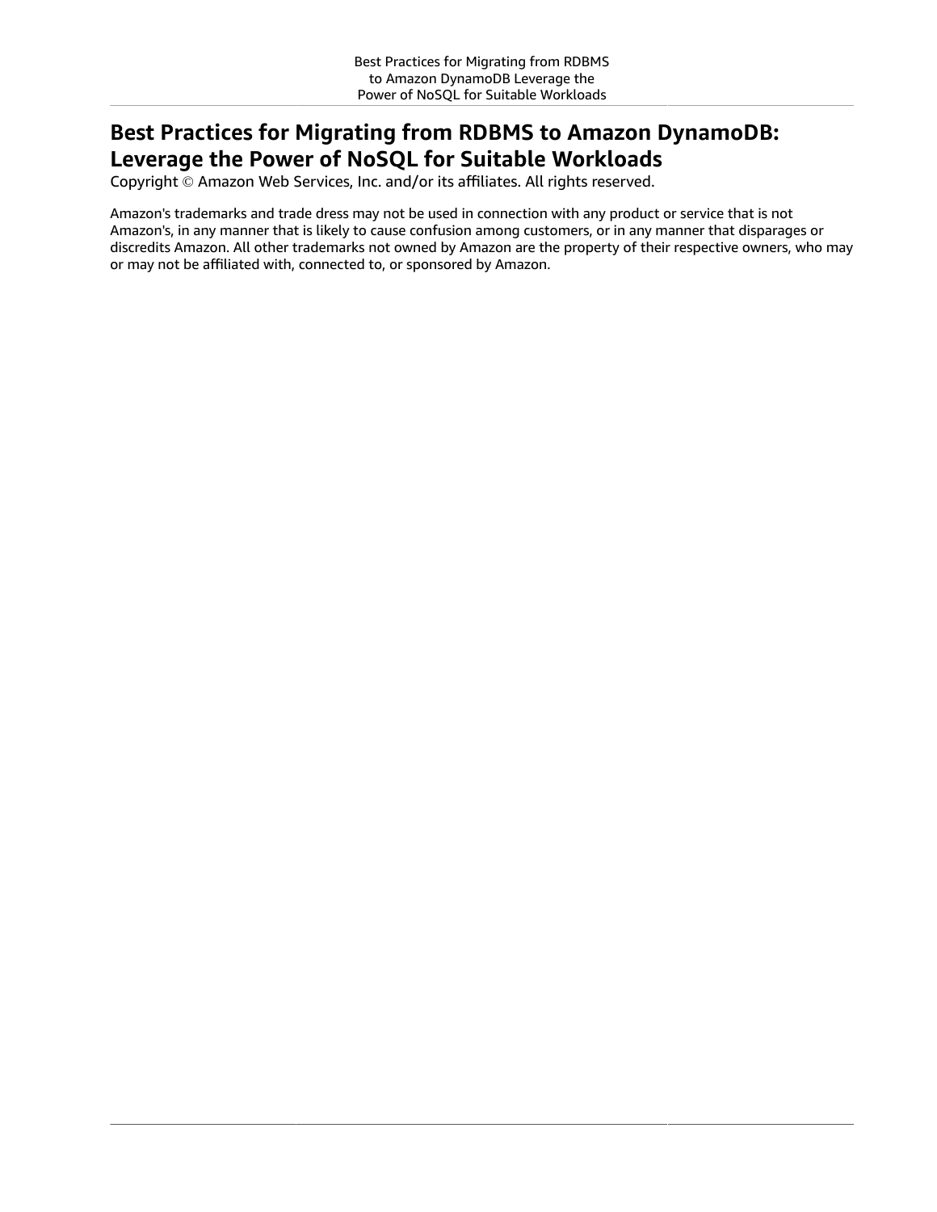# Best Practices for Migrating from RDBMS to Amazon DynamoDB: Leverage the Power of NoSQL for Suitable Workloads

Copyright © Amazon Web Services, Inc. and/or its affiliates. All rights reserved.

Amazon's trademarks and trade dress may not be used in connection with any product or service that is not Amazon's, in any manner that is likely to cause confusion among customers, or in any manner that disparages or discredits Amazon. All other trademarks not owned by Amazon are the property of their respective owners, who may or may not be affiliated with, connected to, or sponsored by Amazon.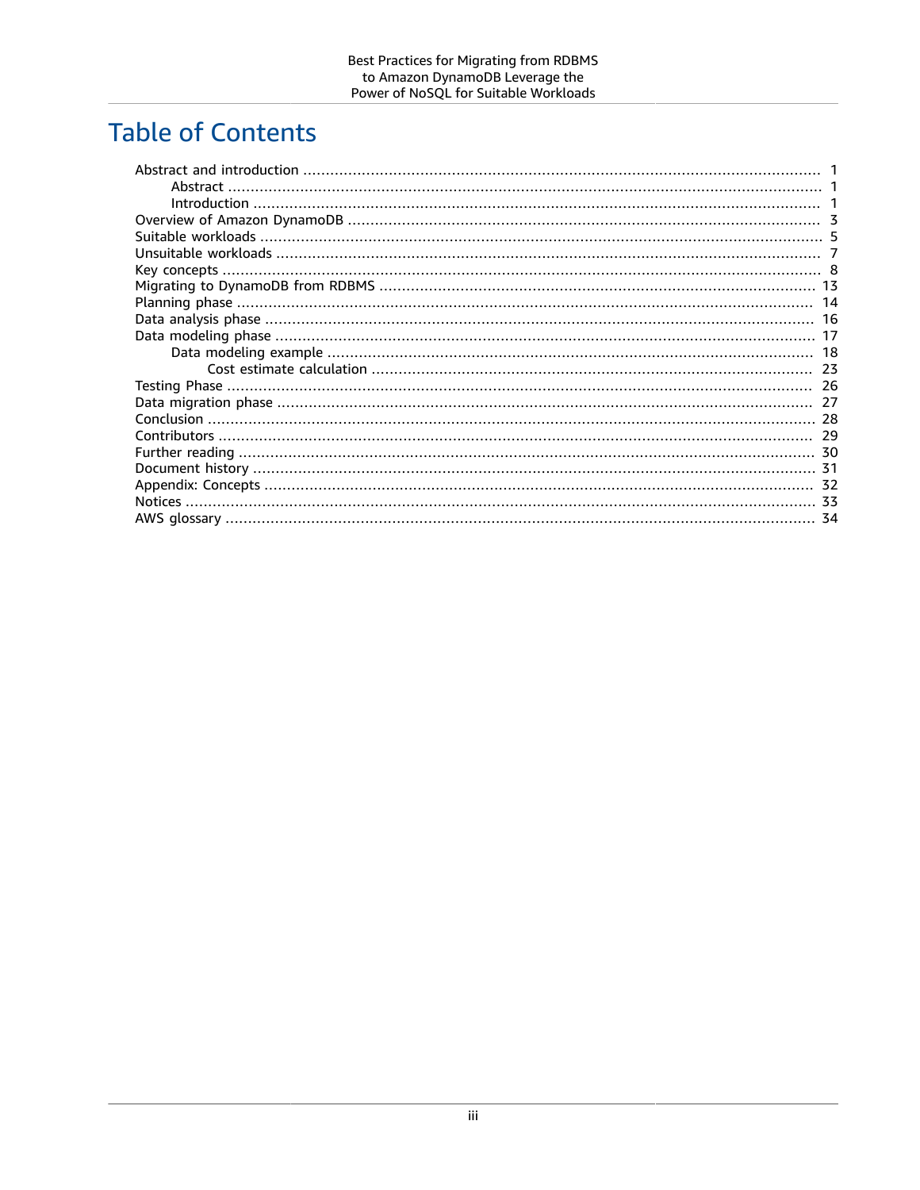# Table of Contents

- Abstract and introduction ... 1
  - Abstract ... 1
  - Introduction ... 1
- Overview of Amazon DynamoDB ... 3
- Suitable workloads ... 5
- Unsuitable workloads ... 7
- Key concepts ... 8
- Migrating to DynamoDB from RDBMS ... 13
- Planning phase ... 14
- Data analysis phase ... 16
- Data modeling phase ... 17
  - Data modeling example ... 18
    - Cost estimate calculation ... 23
- Testing Phase ... 26
- Data migration phase ... 27
- Conclusion ... 28
- Contributors ... 29
- Further reading ... 30
- Document history ... 31
- Appendix: Concepts ... 32
- Notices ... 33
- AWS glossary ... 34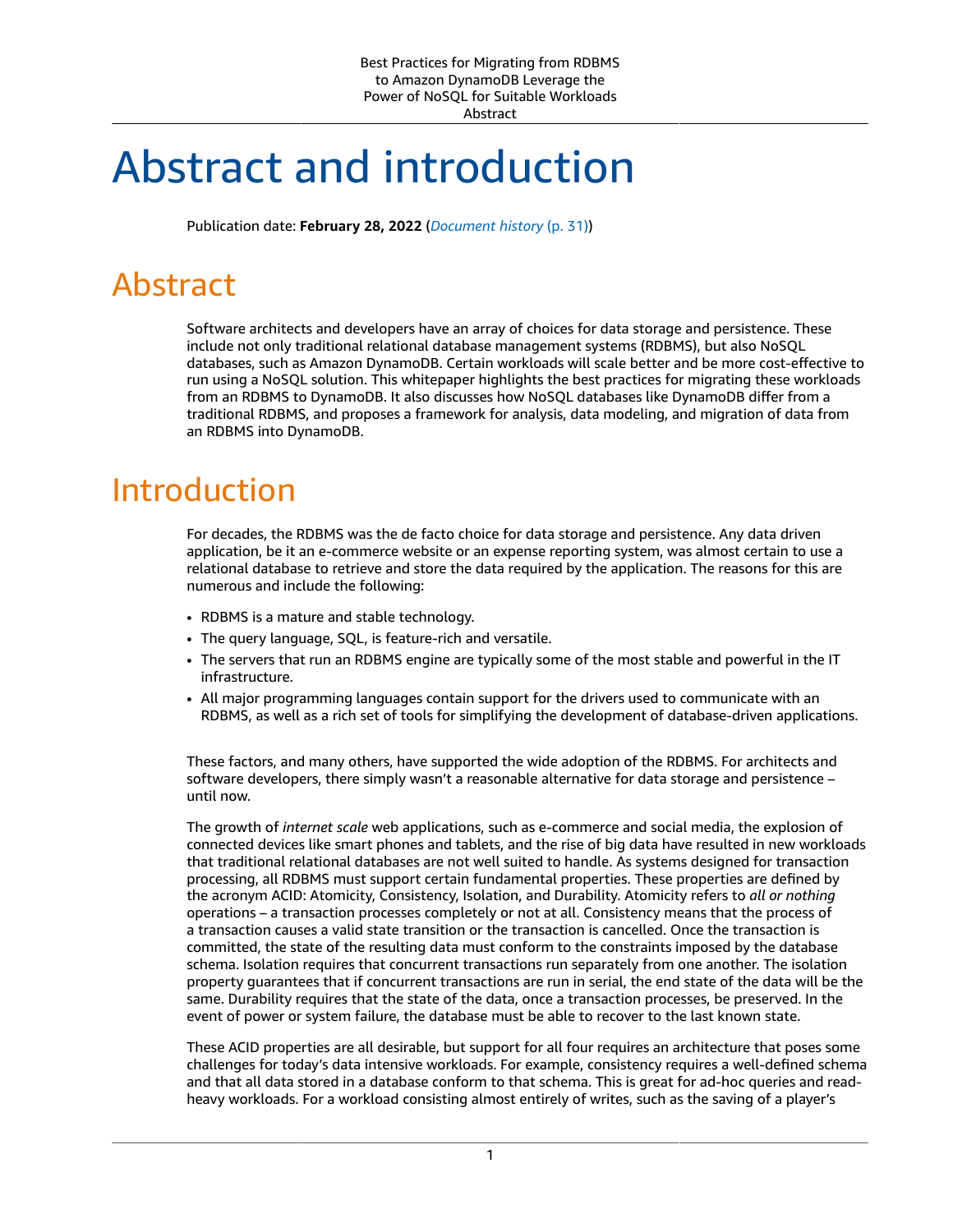# Abstract and introduction

Publication date: **February 28, 2022** (*Document history* (p. 31))

## Abstract

Software architects and developers have an array of choices for data storage and persistence. These include not only traditional relational database management systems (RDBMS), but also NoSQL databases, such as Amazon DynamoDB. Certain workloads will scale better and be more cost-effective to run using a NoSQL solution. This whitepaper highlights the best practices for migrating these workloads from an RDBMS to DynamoDB. It also discusses how NoSQL databases like DynamoDB differ from a traditional RDBMS, and proposes a framework for analysis, data modeling, and migration of data from an RDBMS into DynamoDB.

## Introduction

For decades, the RDBMS was the de facto choice for data storage and persistence. Any data driven application, be it an e-commerce website or an expense reporting system, was almost certain to use a relational database to retrieve and store the data required by the application. The reasons for this are numerous and include the following:

- RDBMS is a mature and stable technology.
- The query language, SQL, is feature-rich and versatile.
- The servers that run an RDBMS engine are typically some of the most stable and powerful in the IT infrastructure.
- All major programming languages contain support for the drivers used to communicate with an RDBMS, as well as a rich set of tools for simplifying the development of database-driven applications.

These factors, and many others, have supported the wide adoption of the RDBMS. For architects and software developers, there simply wasn't a reasonable alternative for data storage and persistence – until now.

The growth of *internet scale* web applications, such as e-commerce and social media, the explosion of connected devices like smart phones and tablets, and the rise of big data have resulted in new workloads that traditional relational databases are not well suited to handle. As systems designed for transaction processing, all RDBMS must support certain fundamental properties. These properties are defined by the acronym ACID: Atomicity, Consistency, Isolation, and Durability. Atomicity refers to *all or nothing* operations – a transaction processes completely or not at all. Consistency means that the process of a transaction causes a valid state transition or the transaction is cancelled. Once the transaction is committed, the state of the resulting data must conform to the constraints imposed by the database schema. Isolation requires that concurrent transactions run separately from one another. The isolation property guarantees that if concurrent transactions are run in serial, the end state of the data will be the same. Durability requires that the state of the data, once a transaction processes, be preserved. In the event of power or system failure, the database must be able to recover to the last known state.

These ACID properties are all desirable, but support for all four requires an architecture that poses some challenges for today's data intensive workloads. For example, consistency requires a well-defined schema and that all data stored in a database conform to that schema. This is great for ad-hoc queries and read-heavy workloads. For a workload consisting almost entirely of writes, such as the saving of a player's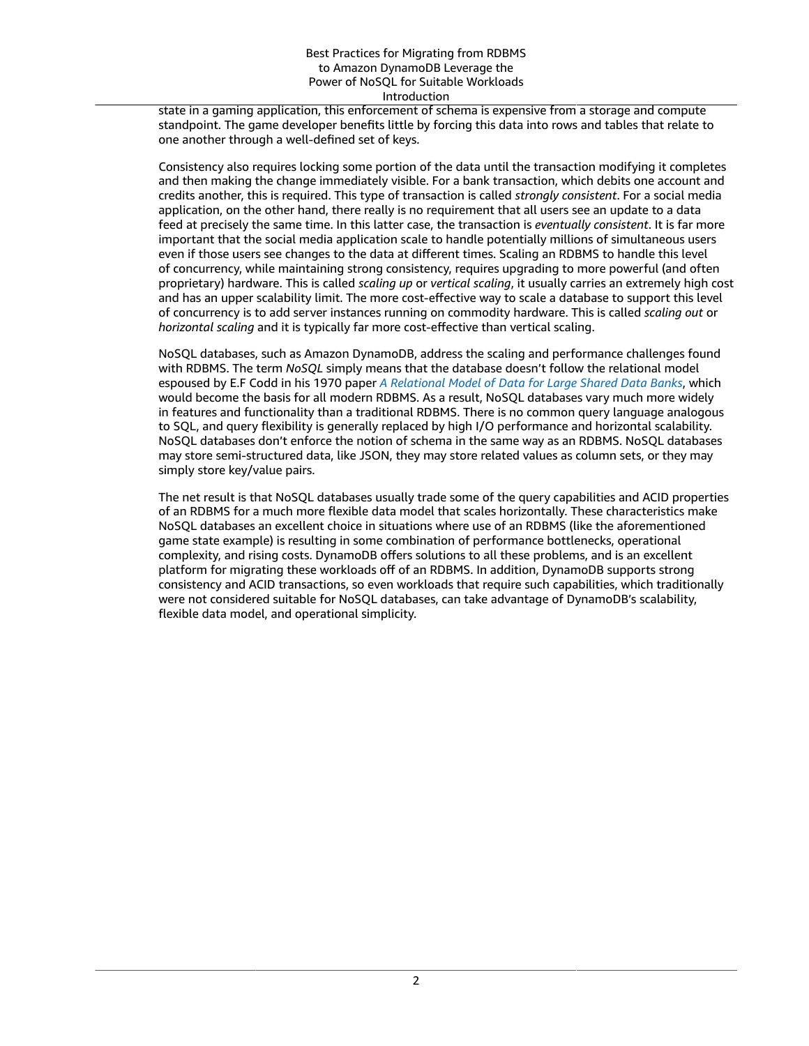state in a gaming application, this enforcement of schema is expensive from a storage and compute standpoint. The game developer benefits little by forcing this data into rows and tables that relate to one another through a well-defined set of keys.

Consistency also requires locking some portion of the data until the transaction modifying it completes and then making the change immediately visible. For a bank transaction, which debits one account and credits another, this is required. This type of transaction is called *strongly consistent*. For a social media application, on the other hand, there really is no requirement that all users see an update to a data feed at precisely the same time. In this latter case, the transaction is *eventually consistent*. It is far more important that the social media application scale to handle potentially millions of simultaneous users even if those users see changes to the data at different times. Scaling an RDBMS to handle this level of concurrency, while maintaining strong consistency, requires upgrading to more powerful (and often proprietary) hardware. This is called *scaling up* or *vertical scaling*, it usually carries an extremely high cost and has an upper scalability limit. The more cost-effective way to scale a database to support this level of concurrency is to add server instances running on commodity hardware. This is called *scaling out* or *horizontal scaling* and it is typically far more cost-effective than vertical scaling.

NoSQL databases, such as Amazon DynamoDB, address the scaling and performance challenges found with RDBMS. The term *NoSQL* simply means that the database doesn't follow the relational model espoused by E.F Codd in his 1970 paper *A Relational Model of Data for Large Shared Data Banks*, which would become the basis for all modern RDBMS. As a result, NoSQL databases vary much more widely in features and functionality than a traditional RDBMS. There is no common query language analogous to SQL, and query flexibility is generally replaced by high I/O performance and horizontal scalability. NoSQL databases don't enforce the notion of schema in the same way as an RDBMS. NoSQL databases may store semi-structured data, like JSON, they may store related values as column sets, or they may simply store key/value pairs.

The net result is that NoSQL databases usually trade some of the query capabilities and ACID properties of an RDBMS for a much more flexible data model that scales horizontally. These characteristics make NoSQL databases an excellent choice in situations where use of an RDBMS (like the aforementioned game state example) is resulting in some combination of performance bottlenecks, operational complexity, and rising costs. DynamoDB offers solutions to all these problems, and is an excellent platform for migrating these workloads off of an RDBMS. In addition, DynamoDB supports strong consistency and ACID transactions, so even workloads that require such capabilities, which traditionally were not considered suitable for NoSQL databases, can take advantage of DynamoDB's scalability, flexible data model, and operational simplicity.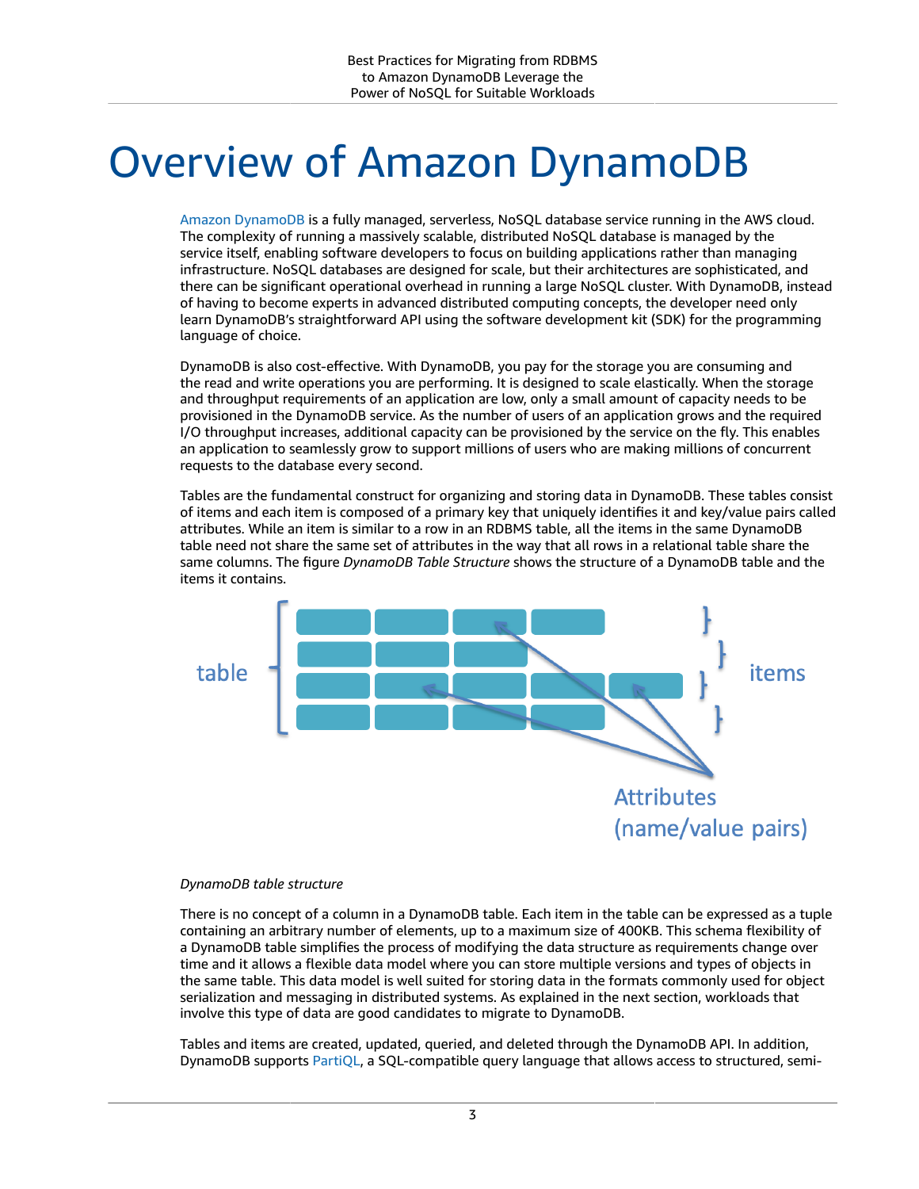# Overview of Amazon DynamoDB

Amazon DynamoDB is a fully managed, serverless, NoSQL database service running in the AWS cloud. The complexity of running a massively scalable, distributed NoSQL database is managed by the service itself, enabling software developers to focus on building applications rather than managing infrastructure. NoSQL databases are designed for scale, but their architectures are sophisticated, and there can be significant operational overhead in running a large NoSQL cluster. With DynamoDB, instead of having to become experts in advanced distributed computing concepts, the developer need only learn DynamoDB's straightforward API using the software development kit (SDK) for the programming language of choice.

DynamoDB is also cost-effective. With DynamoDB, you pay for the storage you are consuming and the read and write operations you are performing. It is designed to scale elastically. When the storage and throughput requirements of an application are low, only a small amount of capacity needs to be provisioned in the DynamoDB service. As the number of users of an application grows and the required I/O throughput increases, additional capacity can be provisioned by the service on the fly. This enables an application to seamlessly grow to support millions of users who are making millions of concurrent requests to the database every second.

Tables are the fundamental construct for organizing and storing data in DynamoDB. These tables consist of items and each item is composed of a primary key that uniquely identifies it and key/value pairs called attributes. While an item is similar to a row in an RDBMS table, all the items in the same DynamoDB table need not share the same set of attributes in the way that all rows in a relational table share the same columns. The figure *DynamoDB Table Structure* shows the structure of a DynamoDB table and the items it contains.

*DynamoDB table structure*

There is no concept of a column in a DynamoDB table. Each item in the table can be expressed as a tuple containing an arbitrary number of elements, up to a maximum size of 400KB. This schema flexibility of a DynamoDB table simplifies the process of modifying the data structure as requirements change over time and it allows a flexible data model where you can store multiple versions and types of objects in the same table. This data model is well suited for storing data in the formats commonly used for object serialization and messaging in distributed systems. As explained in the next section, workloads that involve this type of data are good candidates to migrate to DynamoDB.

Tables and items are created, updated, queried, and deleted through the DynamoDB API. In addition, DynamoDB supports PartiQL, a SQL-compatible query language that allows access to structured, semi-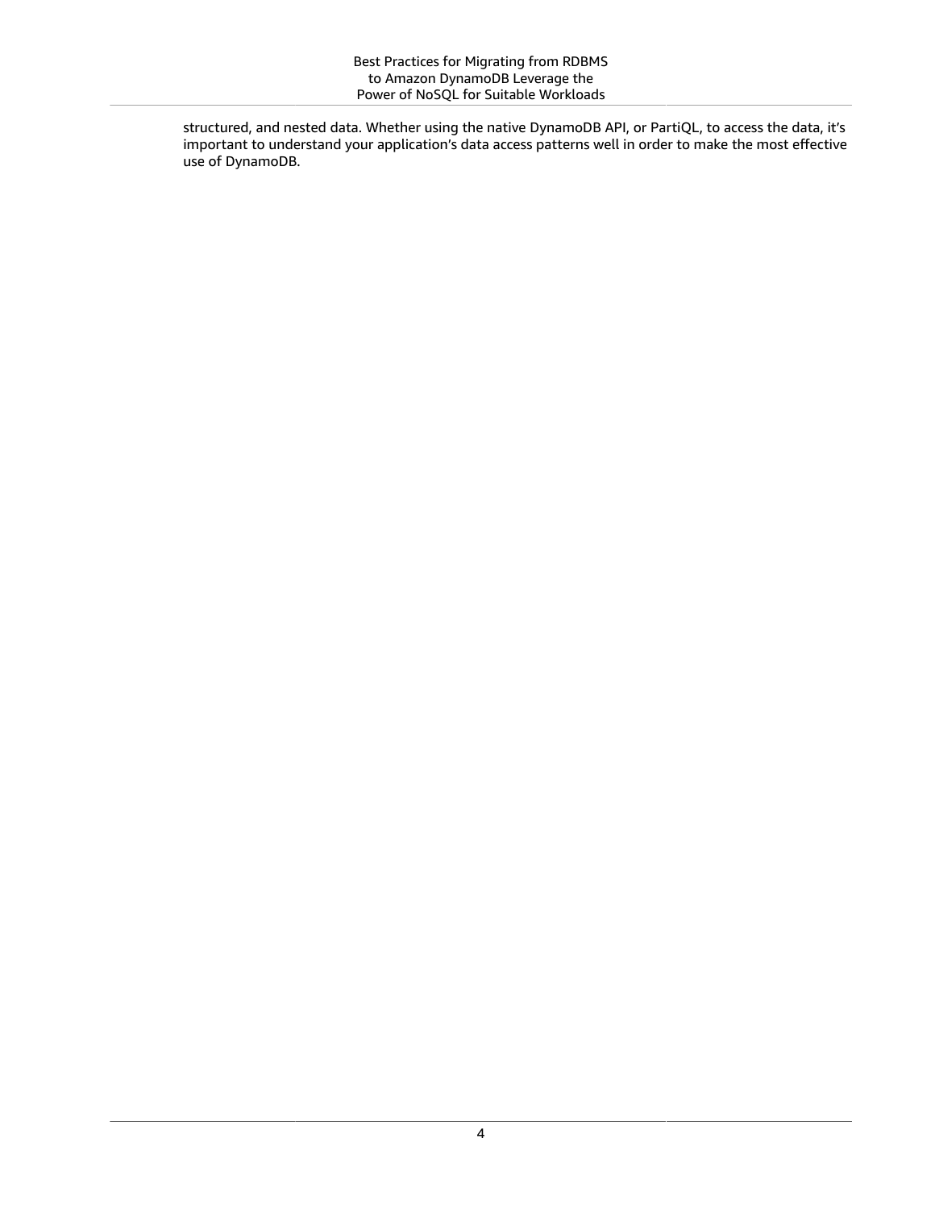structured, and nested data. Whether using the native DynamoDB API, or PartiQL, to access the data, it's important to understand your application's data access patterns well in order to make the most effective use of DynamoDB.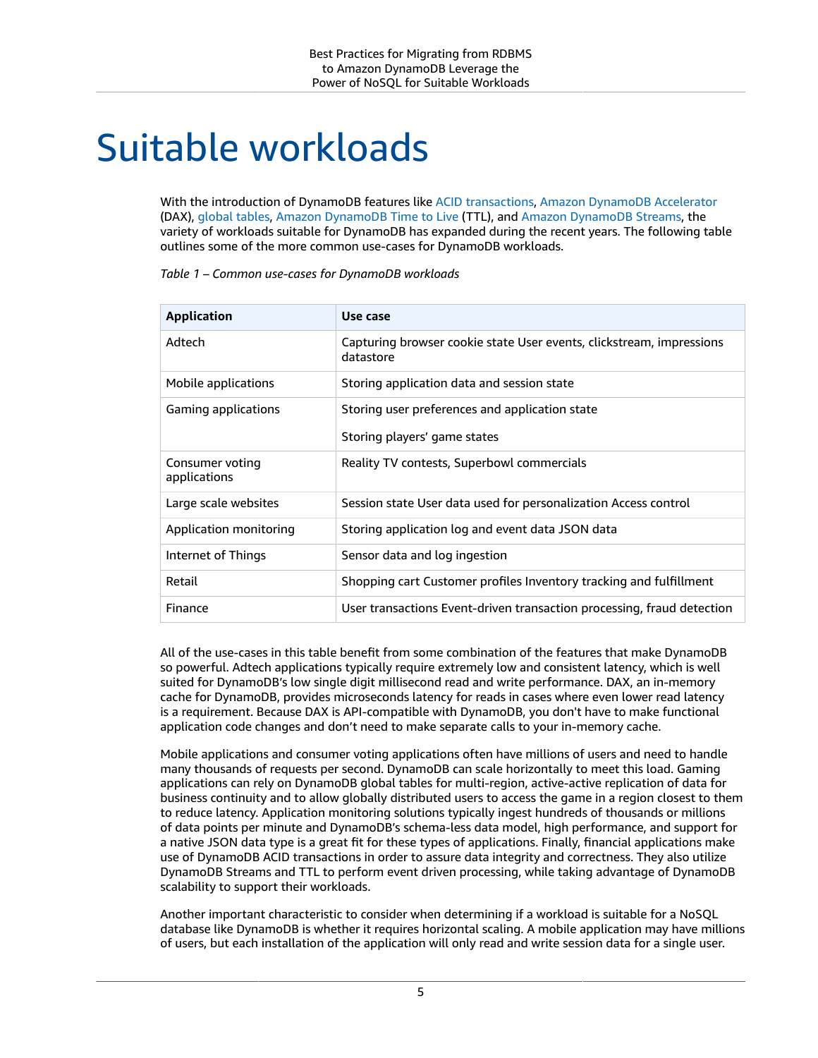# Suitable workloads

With the introduction of DynamoDB features like ACID transactions, Amazon DynamoDB Accelerator (DAX), global tables, Amazon DynamoDB Time to Live (TTL), and Amazon DynamoDB Streams, the variety of workloads suitable for DynamoDB has expanded during the recent years. The following table outlines some of the more common use-cases for DynamoDB workloads.

*Table 1 – Common use-cases for DynamoDB workloads*

| Application | Use case |
| --- | --- |
| Adtech | Capturing browser cookie state User events, clickstream, impressions datastore |
| Mobile applications | Storing application data and session state |
| Gaming applications | Storing user preferences and application state<br><br>Storing players' game states |
| Consumer voting applications | Reality TV contests, Superbowl commercials |
| Large scale websites | Session state User data used for personalization Access control |
| Application monitoring | Storing application log and event data JSON data |
| Internet of Things | Sensor data and log ingestion |
| Retail | Shopping cart Customer profiles Inventory tracking and fulfillment |
| Finance | User transactions Event-driven transaction processing, fraud detection |

All of the use-cases in this table benefit from some combination of the features that make DynamoDB so powerful. Adtech applications typically require extremely low and consistent latency, which is well suited for DynamoDB's low single digit millisecond read and write performance. DAX, an in-memory cache for DynamoDB, provides microseconds latency for reads in cases where even lower read latency is a requirement. Because DAX is API-compatible with DynamoDB, you don't have to make functional application code changes and don't need to make separate calls to your in-memory cache.

Mobile applications and consumer voting applications often have millions of users and need to handle many thousands of requests per second. DynamoDB can scale horizontally to meet this load. Gaming applications can rely on DynamoDB global tables for multi-region, active-active replication of data for business continuity and to allow globally distributed users to access the game in a region closest to them to reduce latency. Application monitoring solutions typically ingest hundreds of thousands or millions of data points per minute and DynamoDB's schema-less data model, high performance, and support for a native JSON data type is a great fit for these types of applications. Finally, financial applications make use of DynamoDB ACID transactions in order to assure data integrity and correctness. They also utilize DynamoDB Streams and TTL to perform event driven processing, while taking advantage of DynamoDB scalability to support their workloads.

Another important characteristic to consider when determining if a workload is suitable for a NoSQL database like DynamoDB is whether it requires horizontal scaling. A mobile application may have millions of users, but each installation of the application will only read and write session data for a single user.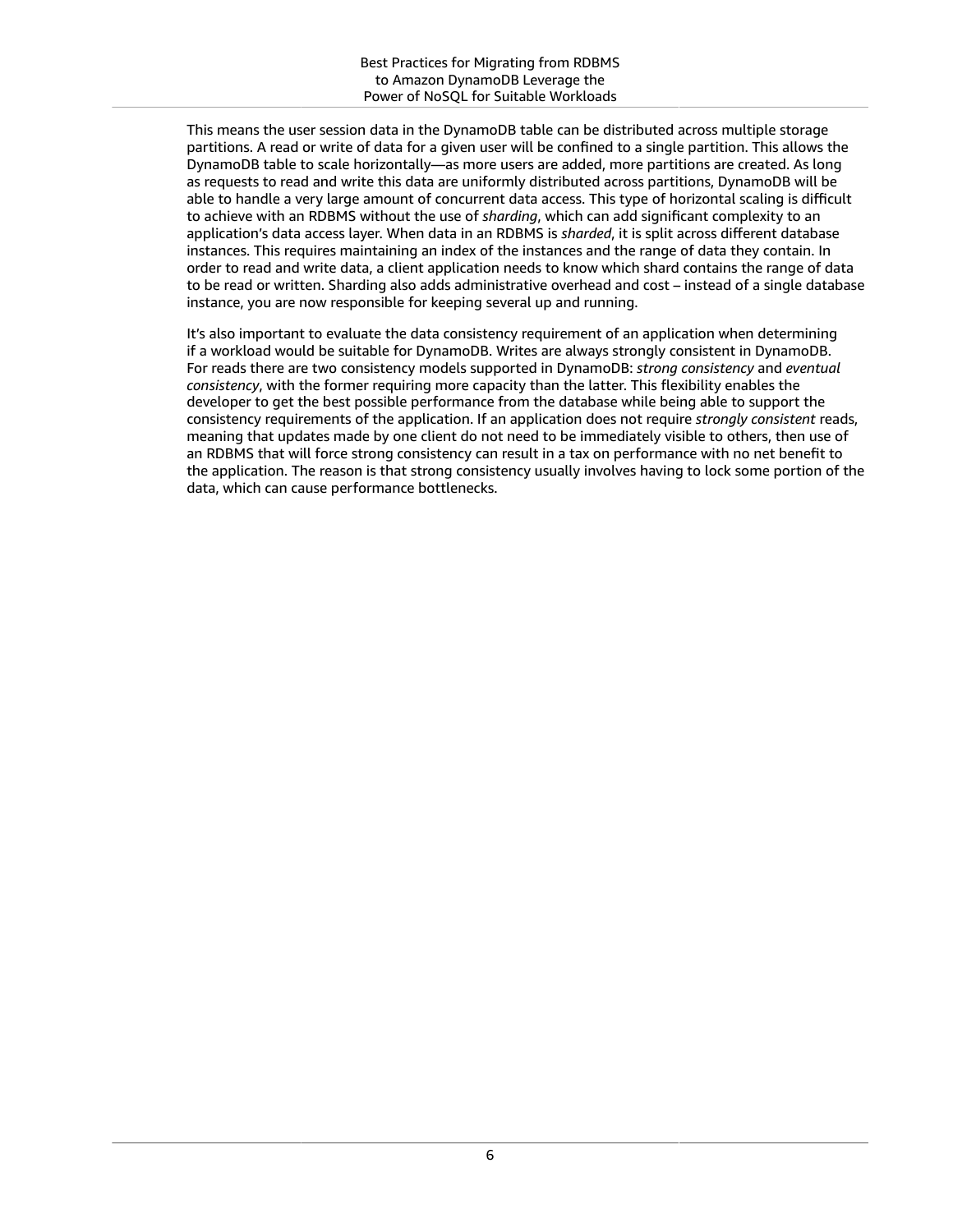This means the user session data in the DynamoDB table can be distributed across multiple storage partitions. A read or write of data for a given user will be confined to a single partition. This allows the DynamoDB table to scale horizontally—as more users are added, more partitions are created. As long as requests to read and write this data are uniformly distributed across partitions, DynamoDB will be able to handle a very large amount of concurrent data access. This type of horizontal scaling is difficult to achieve with an RDBMS without the use of *sharding*, which can add significant complexity to an application's data access layer. When data in an RDBMS is *sharded*, it is split across different database instances. This requires maintaining an index of the instances and the range of data they contain. In order to read and write data, a client application needs to know which shard contains the range of data to be read or written. Sharding also adds administrative overhead and cost – instead of a single database instance, you are now responsible for keeping several up and running.

It's also important to evaluate the data consistency requirement of an application when determining if a workload would be suitable for DynamoDB. Writes are always strongly consistent in DynamoDB. For reads there are two consistency models supported in DynamoDB: *strong consistency* and *eventual consistency*, with the former requiring more capacity than the latter. This flexibility enables the developer to get the best possible performance from the database while being able to support the consistency requirements of the application. If an application does not require *strongly consistent* reads, meaning that updates made by one client do not need to be immediately visible to others, then use of an RDBMS that will force strong consistency can result in a tax on performance with no net benefit to the application. The reason is that strong consistency usually involves having to lock some portion of the data, which can cause performance bottlenecks.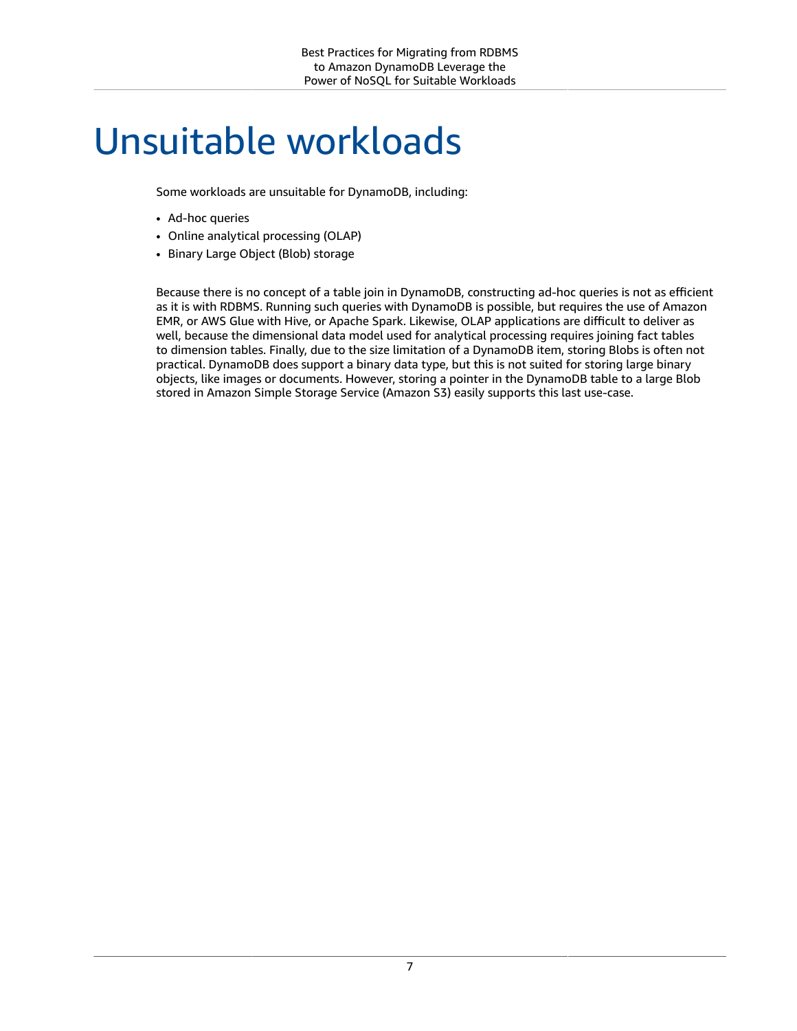# Unsuitable workloads

Some workloads are unsuitable for DynamoDB, including:

- Ad-hoc queries
- Online analytical processing (OLAP)
- Binary Large Object (Blob) storage

Because there is no concept of a table join in DynamoDB, constructing ad-hoc queries is not as efficient as it is with RDBMS. Running such queries with DynamoDB is possible, but requires the use of Amazon EMR, or AWS Glue with Hive, or Apache Spark. Likewise, OLAP applications are difficult to deliver as well, because the dimensional data model used for analytical processing requires joining fact tables to dimension tables. Finally, due to the size limitation of a DynamoDB item, storing Blobs is often not practical. DynamoDB does support a binary data type, but this is not suited for storing large binary objects, like images or documents. However, storing a pointer in the DynamoDB table to a large Blob stored in Amazon Simple Storage Service (Amazon S3) easily supports this last use-case.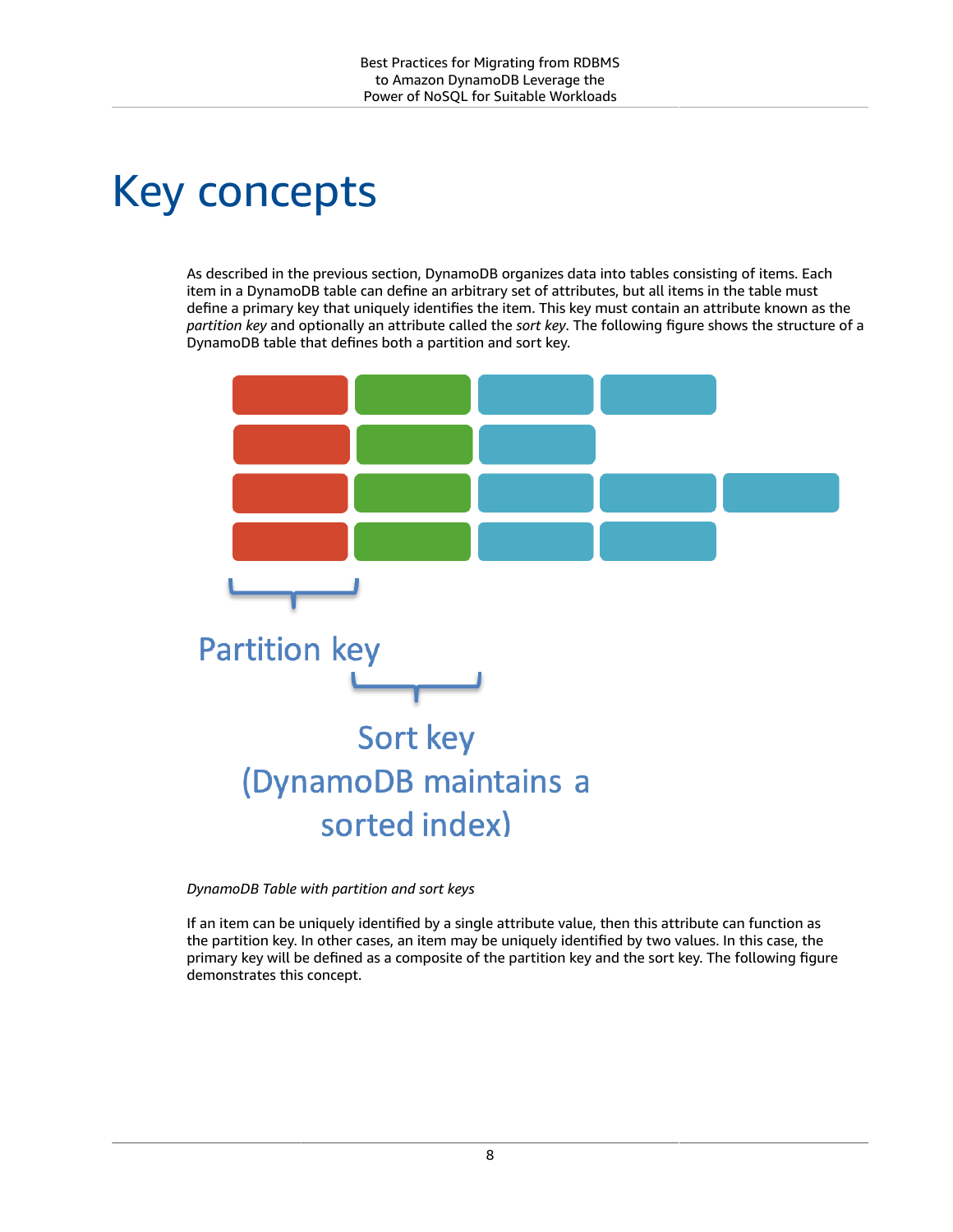# Key concepts

As described in the previous section, DynamoDB organizes data into tables consisting of items. Each item in a DynamoDB table can define an arbitrary set of attributes, but all items in the table must define a primary key that uniquely identifies the item. This key must contain an attribute known as the *partition key* and optionally an attribute called the *sort key*. The following figure shows the structure of a DynamoDB table that defines both a partition and sort key.

Partition key

Sort key (DynamoDB maintains a sorted index)

*DynamoDB Table with partition and sort keys*

If an item can be uniquely identified by a single attribute value, then this attribute can function as the partition key. In other cases, an item may be uniquely identified by two values. In this case, the primary key will be defined as a composite of the partition key and the sort key. The following figure demonstrates this concept.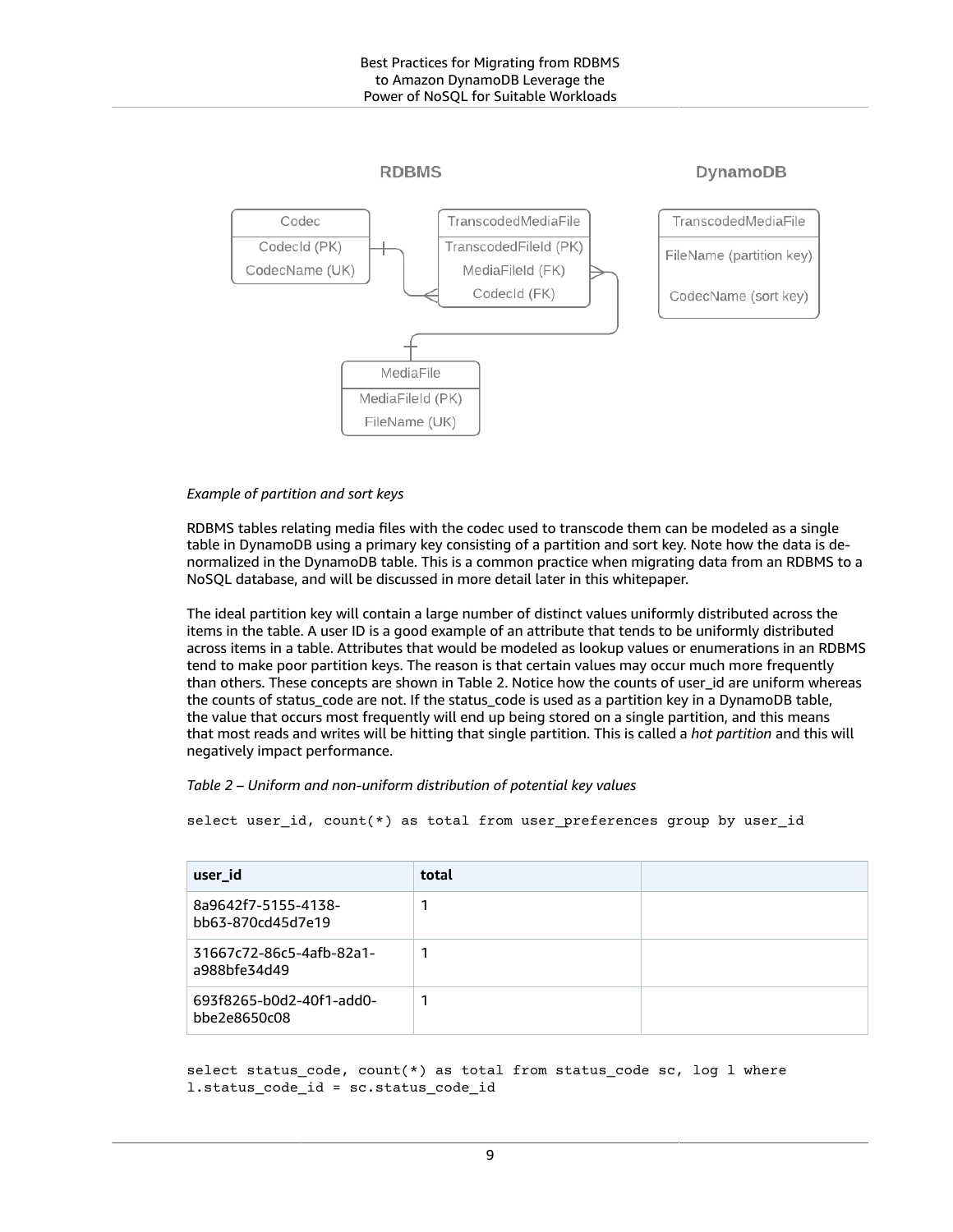*Example of partition and sort keys*

RDBMS tables relating media files with the codec used to transcode them can be modeled as a single table in DynamoDB using a primary key consisting of a partition and sort key. Note how the data is de-normalized in the DynamoDB table. This is a common practice when migrating data from an RDBMS to a NoSQL database, and will be discussed in more detail later in this whitepaper.

The ideal partition key will contain a large number of distinct values uniformly distributed across the items in the table. A user ID is a good example of an attribute that tends to be uniformly distributed across items in a table. Attributes that would be modeled as lookup values or enumerations in an RDBMS tend to make poor partition keys. The reason is that certain values may occur much more frequently than others. These concepts are shown in Table 2. Notice how the counts of user_id are uniform whereas the counts of status_code are not. If the status_code is used as a partition key in a DynamoDB table, the value that occurs most frequently will end up being stored on a single partition, and this means that most reads and writes will be hitting that single partition. This is called a *hot partition* and this will negatively impact performance.

*Table 2 – Uniform and non-uniform distribution of potential key values*

```
select user_id, count(*) as total from user_preferences group by user_id
```

| user_id | total | |
|---|---|---|
| 8a9642f7-5155-4138-bb63-870cd45d7e19 | 1 | |
| 31667c72-86c5-4afb-82a1-a988bfe34d49 | 1 | |
| 693f8265-b0d2-40f1-add0-bbe2e8650c08 | 1 | |

```
select status_code, count(*) as total from status_code sc, log l where
l.status_code_id = sc.status_code_id
```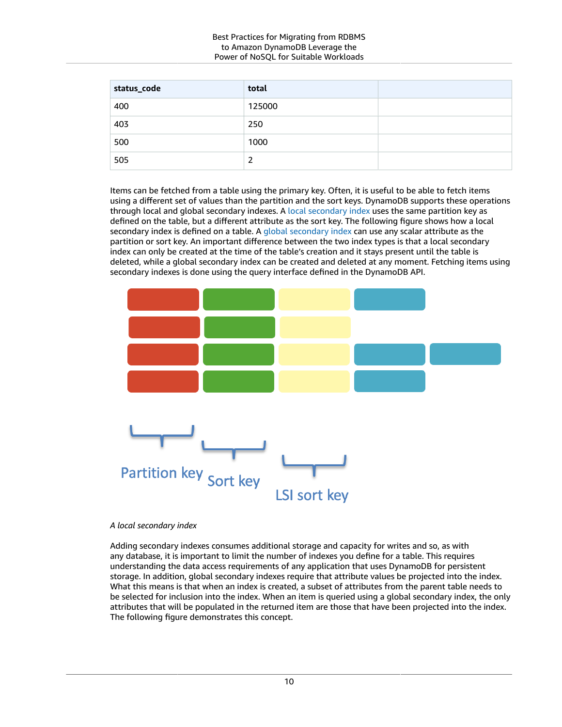| status_code | total | |
|---|---|---|
| 400 | 125000 | |
| 403 | 250 | |
| 500 | 1000 | |
| 505 | 2 | |

Items can be fetched from a table using the primary key. Often, it is useful to be able to fetch items using a different set of values than the partition and the sort keys. DynamoDB supports these operations through local and global secondary indexes. A local secondary index uses the same partition key as defined on the table, but a different attribute as the sort key. The following figure shows how a local secondary index is defined on a table. A global secondary index can use any scalar attribute as the partition or sort key. An important difference between the two index types is that a local secondary index can only be created at the time of the table's creation and it stays present until the table is deleted, while a global secondary index can be created and deleted at any moment. Fetching items using secondary indexes is done using the query interface defined in the DynamoDB API.

Partition key Sort key LSI sort key

*A local secondary index*

Adding secondary indexes consumes additional storage and capacity for writes and so, as with any database, it is important to limit the number of indexes you define for a table. This requires understanding the data access requirements of any application that uses DynamoDB for persistent storage. In addition, global secondary indexes require that attribute values be projected into the index. What this means is that when an index is created, a subset of attributes from the parent table needs to be selected for inclusion into the index. When an item is queried using a global secondary index, the only attributes that will be populated in the returned item are those that have been projected into the index. The following figure demonstrates this concept.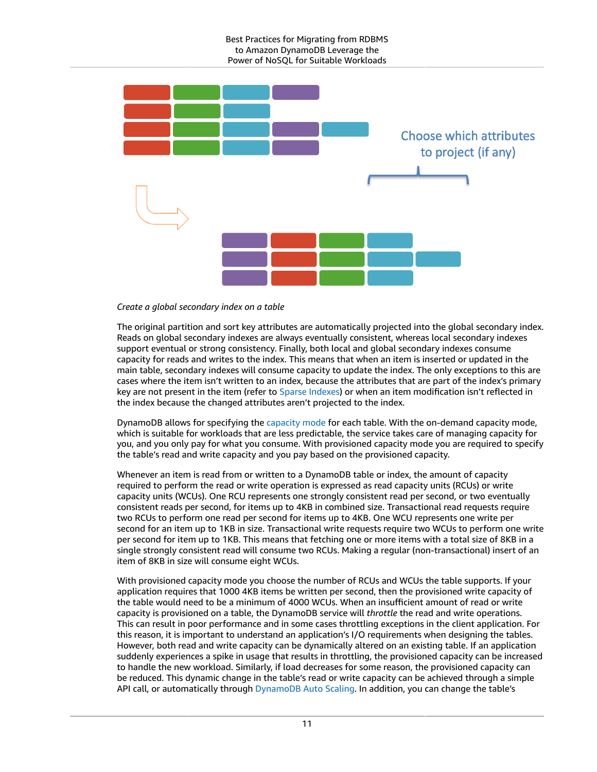Choose which attributes to project (if any)

*Create a global secondary index on a table*

The original partition and sort key attributes are automatically projected into the global secondary index. Reads on global secondary indexes are always eventually consistent, whereas local secondary indexes support eventual or strong consistency. Finally, both local and global secondary indexes consume capacity for reads and writes to the index. This means that when an item is inserted or updated in the main table, secondary indexes will consume capacity to update the index. The only exceptions to this are cases where the item isn't written to an index, because the attributes that are part of the index's primary key are not present in the item (refer to Sparse Indexes) or when an item modification isn't reflected in the index because the changed attributes aren't projected to the index.

DynamoDB allows for specifying the capacity mode for each table. With the on-demand capacity mode, which is suitable for workloads that are less predictable, the service takes care of managing capacity for you, and you only pay for what you consume. With provisioned capacity mode you are required to specify the table's read and write capacity and you pay based on the provisioned capacity.

Whenever an item is read from or written to a DynamoDB table or index, the amount of capacity required to perform the read or write operation is expressed as read capacity units (RCUs) or write capacity units (WCUs). One RCU represents one strongly consistent read per second, or two eventually consistent reads per second, for items up to 4KB in combined size. Transactional read requests require two RCUs to perform one read per second for items up to 4KB. One WCU represents one write per second for an item up to 1KB in size. Transactional write requests require two WCUs to perform one write per second for item up to 1KB. This means that fetching one or more items with a total size of 8KB in a single strongly consistent read will consume two RCUs. Making a regular (non-transactional) insert of an item of 8KB in size will consume eight WCUs.

With provisioned capacity mode you choose the number of RCUs and WCUs the table supports. If your application requires that 1000 4KB items be written per second, then the provisioned write capacity of the table would need to be a minimum of 4000 WCUs. When an insufficient amount of read or write capacity is provisioned on a table, the DynamoDB service will *throttle* the read and write operations. This can result in poor performance and in some cases throttling exceptions in the client application. For this reason, it is important to understand an application's I/O requirements when designing the tables. However, both read and write capacity can be dynamically altered on an existing table. If an application suddenly experiences a spike in usage that results in throttling, the provisioned capacity can be increased to handle the new workload. Similarly, if load decreases for some reason, the provisioned capacity can be reduced. This dynamic change in the table's read or write capacity can be achieved through a simple API call, or automatically through DynamoDB Auto Scaling. In addition, you can change the table's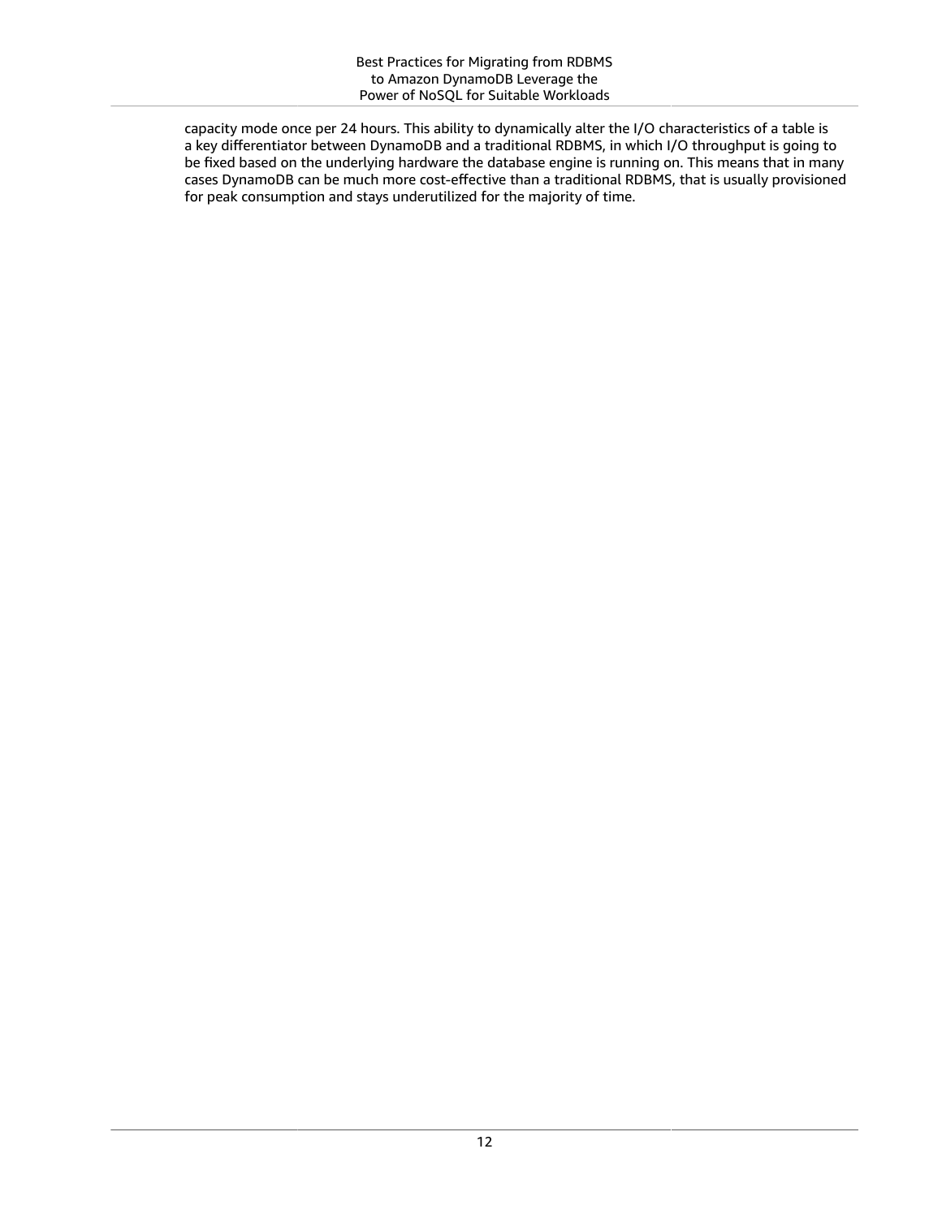capacity mode once per 24 hours. This ability to dynamically alter the I/O characteristics of a table is a key differentiator between DynamoDB and a traditional RDBMS, in which I/O throughput is going to be fixed based on the underlying hardware the database engine is running on. This means that in many cases DynamoDB can be much more cost-effective than a traditional RDBMS, that is usually provisioned for peak consumption and stays underutilized for the majority of time.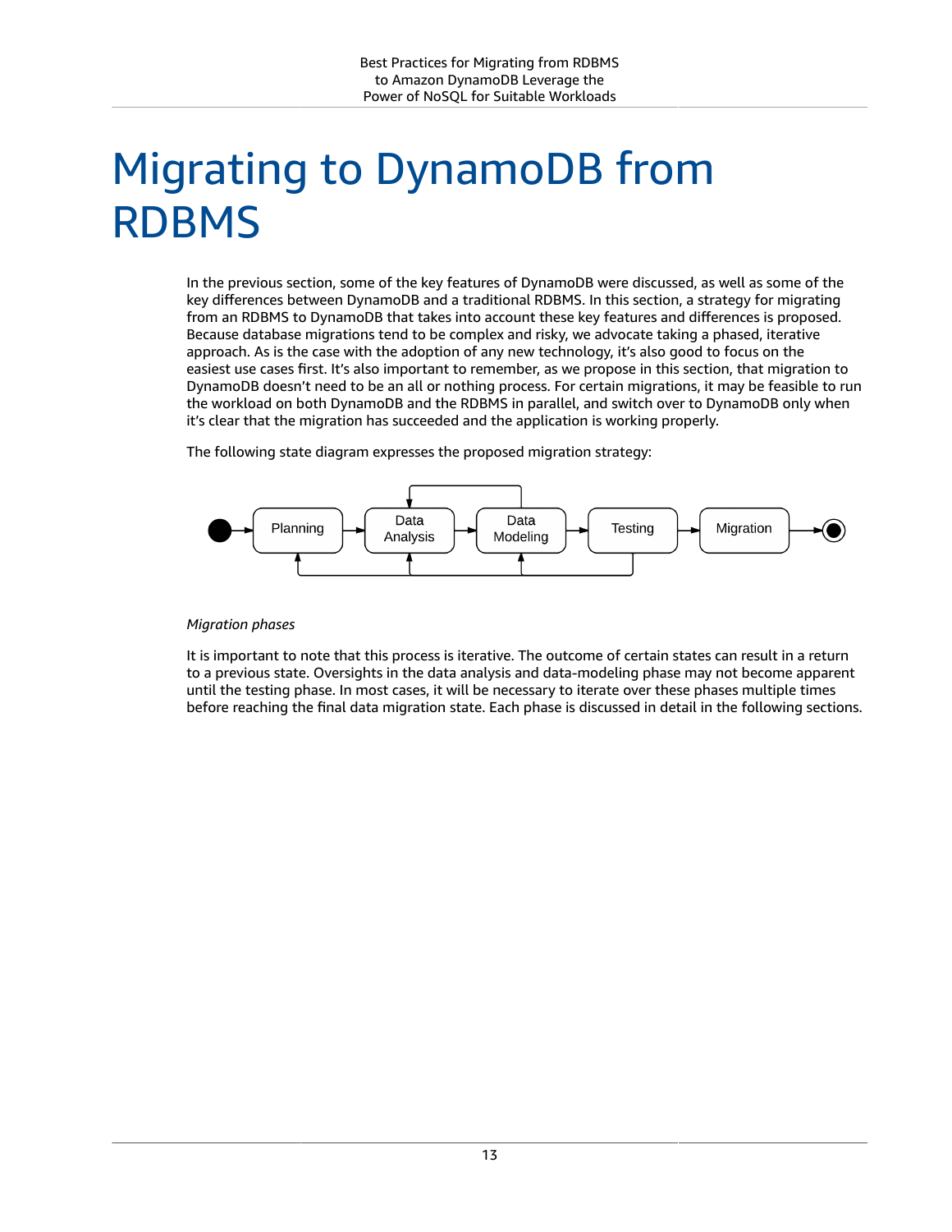# Migrating to DynamoDB from RDBMS

In the previous section, some of the key features of DynamoDB were discussed, as well as some of the key differences between DynamoDB and a traditional RDBMS. In this section, a strategy for migrating from an RDBMS to DynamoDB that takes into account these key features and differences is proposed. Because database migrations tend to be complex and risky, we advocate taking a phased, iterative approach. As is the case with the adoption of any new technology, it's also good to focus on the easiest use cases first. It's also important to remember, as we propose in this section, that migration to DynamoDB doesn't need to be an all or nothing process. For certain migrations, it may be feasible to run the workload on both DynamoDB and the RDBMS in parallel, and switch over to DynamoDB only when it's clear that the migration has succeeded and the application is working properly.

The following state diagram expresses the proposed migration strategy:

*Migration phases*

It is important to note that this process is iterative. The outcome of certain states can result in a return to a previous state. Oversights in the data analysis and data-modeling phase may not become apparent until the testing phase. In most cases, it will be necessary to iterate over these phases multiple times before reaching the final data migration state. Each phase is discussed in detail in the following sections.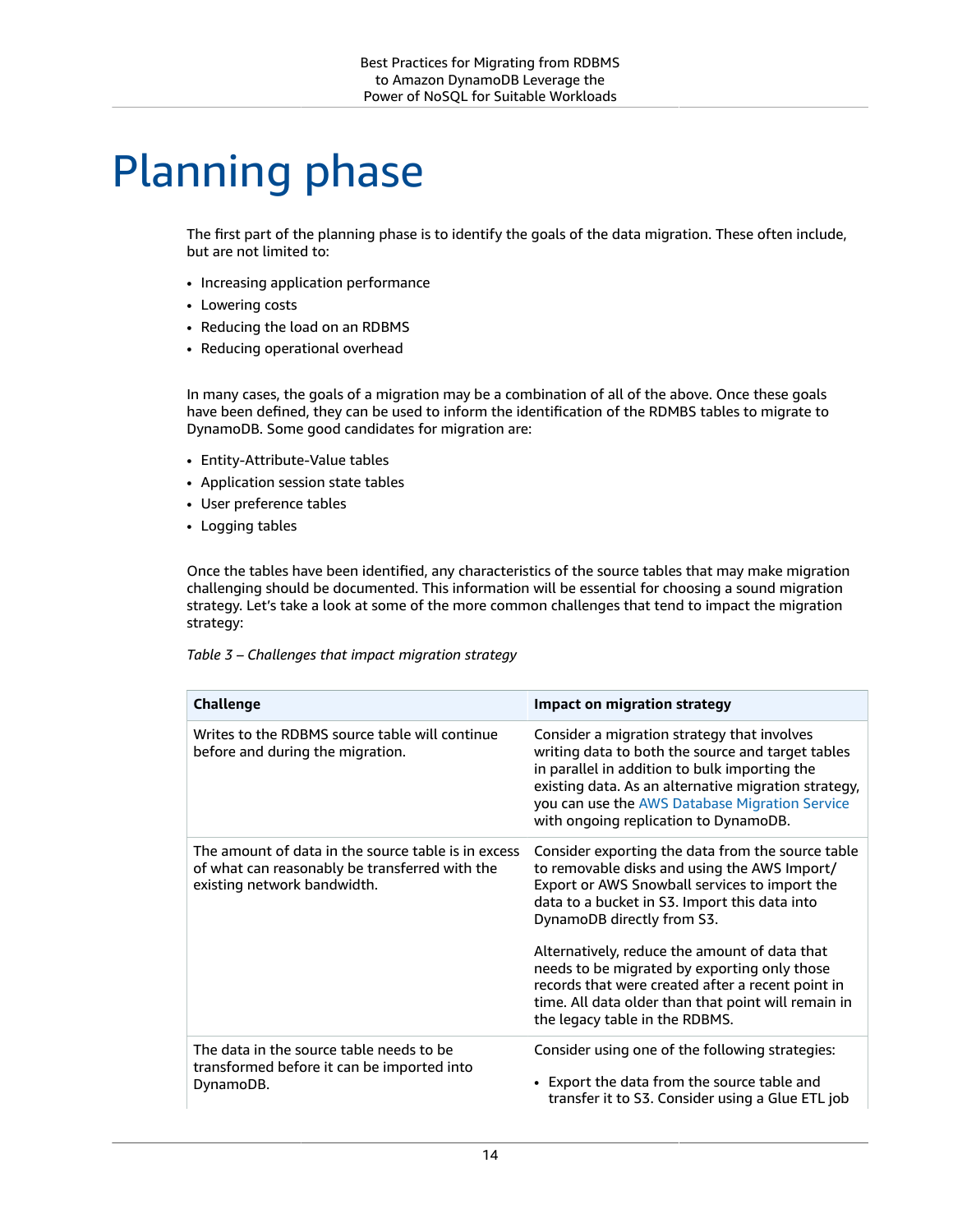# Planning phase

The first part of the planning phase is to identify the goals of the data migration. These often include, but are not limited to:

- Increasing application performance
- Lowering costs
- Reducing the load on an RDBMS
- Reducing operational overhead

In many cases, the goals of a migration may be a combination of all of the above. Once these goals have been defined, they can be used to inform the identification of the RDMBS tables to migrate to DynamoDB. Some good candidates for migration are:

- Entity-Attribute-Value tables
- Application session state tables
- User preference tables
- Logging tables

Once the tables have been identified, any characteristics of the source tables that may make migration challenging should be documented. This information will be essential for choosing a sound migration strategy. Let's take a look at some of the more common challenges that tend to impact the migration strategy:

*Table 3 – Challenges that impact migration strategy*

| Challenge | Impact on migration strategy |
| --- | --- |
| Writes to the RDBMS source table will continue before and during the migration. | Consider a migration strategy that involves writing data to both the source and target tables in parallel in addition to bulk importing the existing data. As an alternative migration strategy, you can use the AWS Database Migration Service with ongoing replication to DynamoDB. |
| The amount of data in the source table is in excess of what can reasonably be transferred with the existing network bandwidth. | Consider exporting the data from the source table to removable disks and using the AWS Import/Export or AWS Snowball services to import the data to a bucket in S3. Import this data into DynamoDB directly from S3.<br><br>Alternatively, reduce the amount of data that needs to be migrated by exporting only those records that were created after a recent point in time. All data older than that point will remain in the legacy table in the RDBMS. |
| The data in the source table needs to be transformed before it can be imported into DynamoDB. | Consider using one of the following strategies:<br><br>• Export the data from the source table and transfer it to S3. Consider using a Glue ETL job |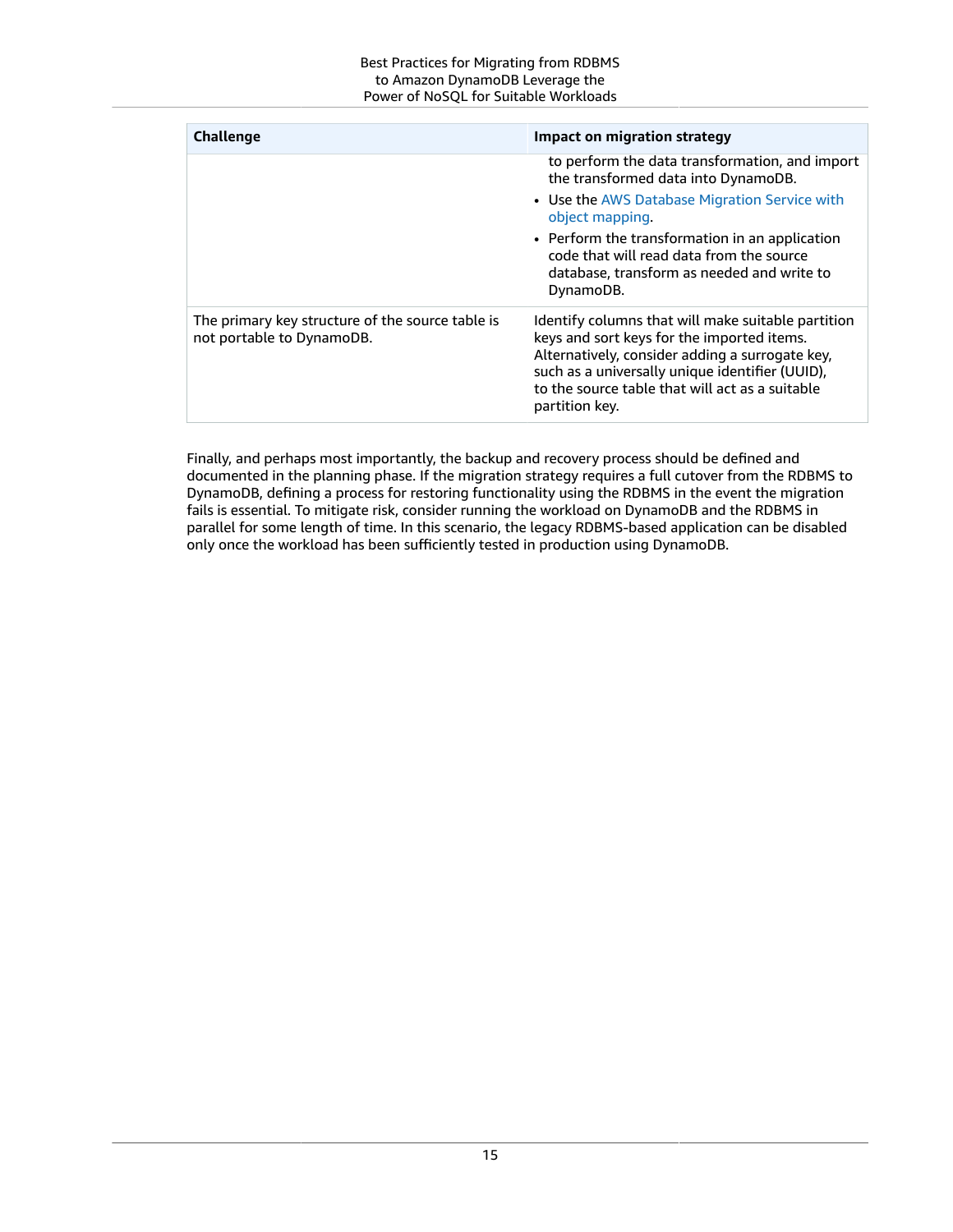| Challenge | Impact on migration strategy |
| --- | --- |
| | to perform the data transformation, and import the transformed data into DynamoDB.<br>• Use the AWS Database Migration Service with object mapping.<br>• Perform the transformation in an application code that will read data from the source database, transform as needed and write to DynamoDB. |
| The primary key structure of the source table is not portable to DynamoDB. | Identify columns that will make suitable partition keys and sort keys for the imported items. Alternatively, consider adding a surrogate key, such as a universally unique identifier (UUID), to the source table that will act as a suitable partition key. |

Finally, and perhaps most importantly, the backup and recovery process should be defined and documented in the planning phase. If the migration strategy requires a full cutover from the RDBMS to DynamoDB, defining a process for restoring functionality using the RDBMS in the event the migration fails is essential. To mitigate risk, consider running the workload on DynamoDB and the RDBMS in parallel for some length of time. In this scenario, the legacy RDBMS-based application can be disabled only once the workload has been sufficiently tested in production using DynamoDB.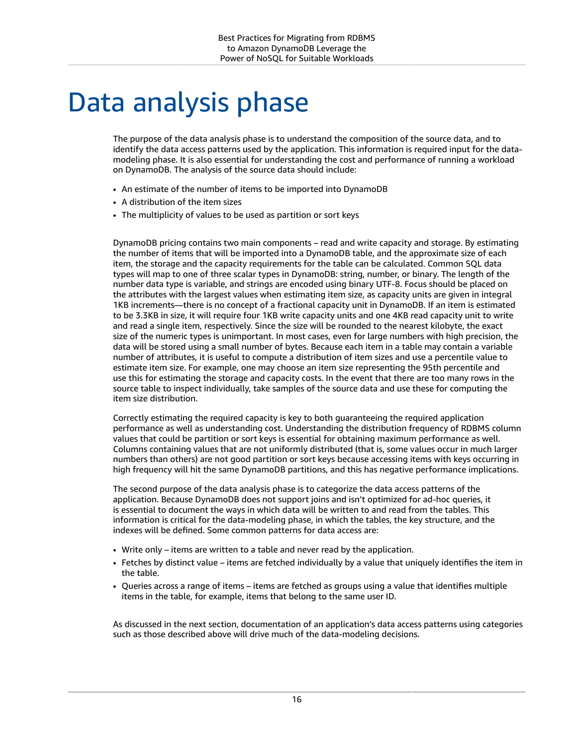# Data analysis phase

The purpose of the data analysis phase is to understand the composition of the source data, and to identify the data access patterns used by the application. This information is required input for the data-modeling phase. It is also essential for understanding the cost and performance of running a workload on DynamoDB. The analysis of the source data should include:

- An estimate of the number of items to be imported into DynamoDB
- A distribution of the item sizes
- The multiplicity of values to be used as partition or sort keys

DynamoDB pricing contains two main components – read and write capacity and storage. By estimating the number of items that will be imported into a DynamoDB table, and the approximate size of each item, the storage and the capacity requirements for the table can be calculated. Common SQL data types will map to one of three scalar types in DynamoDB: string, number, or binary. The length of the number data type is variable, and strings are encoded using binary UTF-8. Focus should be placed on the attributes with the largest values when estimating item size, as capacity units are given in integral 1KB increments—there is no concept of a fractional capacity unit in DynamoDB. If an item is estimated to be 3.3KB in size, it will require four 1KB write capacity units and one 4KB read capacity unit to write and read a single item, respectively. Since the size will be rounded to the nearest kilobyte, the exact size of the numeric types is unimportant. In most cases, even for large numbers with high precision, the data will be stored using a small number of bytes. Because each item in a table may contain a variable number of attributes, it is useful to compute a distribution of item sizes and use a percentile value to estimate item size. For example, one may choose an item size representing the 95th percentile and use this for estimating the storage and capacity costs. In the event that there are too many rows in the source table to inspect individually, take samples of the source data and use these for computing the item size distribution.

Correctly estimating the required capacity is key to both guaranteeing the required application performance as well as understanding cost. Understanding the distribution frequency of RDBMS column values that could be partition or sort keys is essential for obtaining maximum performance as well. Columns containing values that are not uniformly distributed (that is, some values occur in much larger numbers than others) are not good partition or sort keys because accessing items with keys occurring in high frequency will hit the same DynamoDB partitions, and this has negative performance implications.

The second purpose of the data analysis phase is to categorize the data access patterns of the application. Because DynamoDB does not support joins and isn't optimized for ad-hoc queries, it is essential to document the ways in which data will be written to and read from the tables. This information is critical for the data-modeling phase, in which the tables, the key structure, and the indexes will be defined. Some common patterns for data access are:

- Write only – items are written to a table and never read by the application.
- Fetches by distinct value – items are fetched individually by a value that uniquely identifies the item in the table.
- Queries across a range of items – items are fetched as groups using a value that identifies multiple items in the table, for example, items that belong to the same user ID.

As discussed in the next section, documentation of an application's data access patterns using categories such as those described above will drive much of the data-modeling decisions.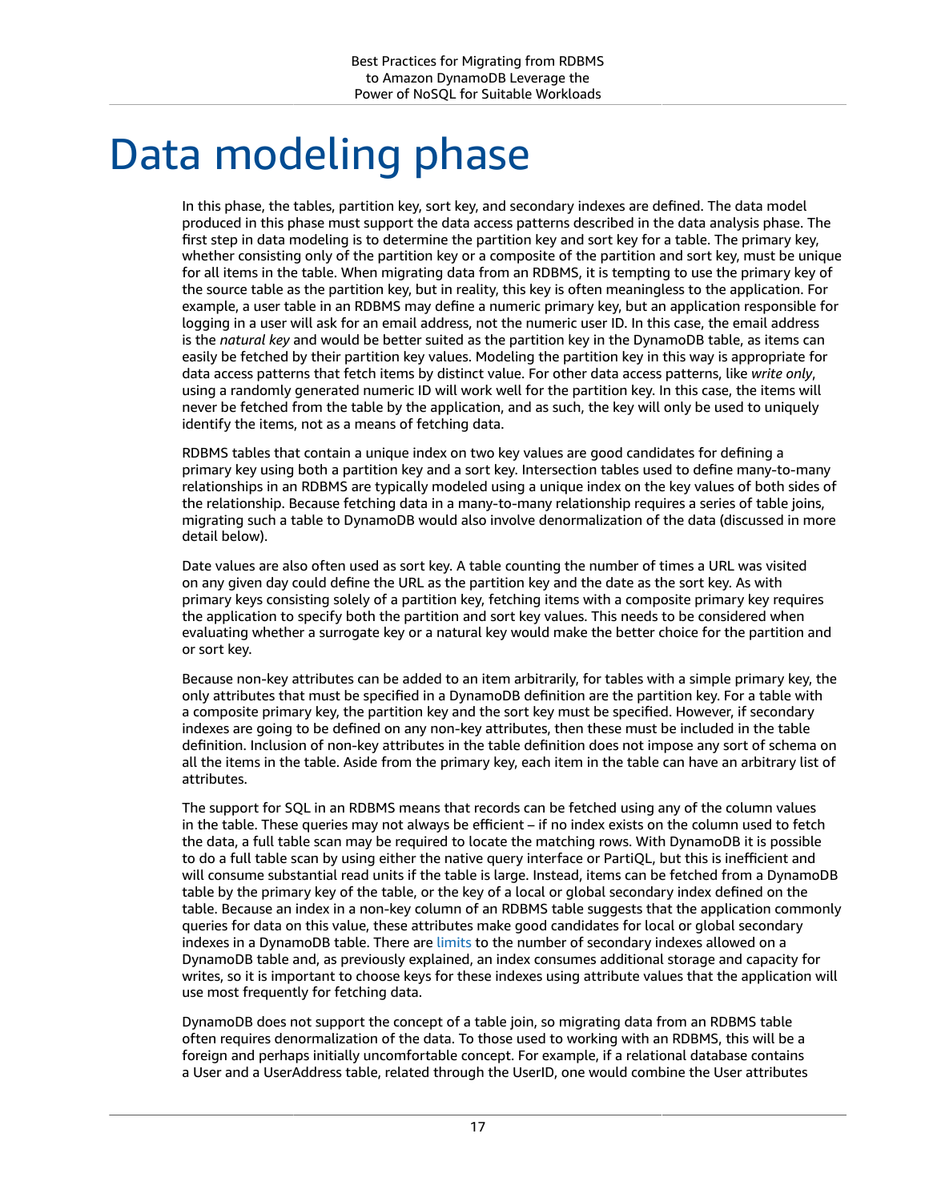# Data modeling phase

In this phase, the tables, partition key, sort key, and secondary indexes are defined. The data model produced in this phase must support the data access patterns described in the data analysis phase. The first step in data modeling is to determine the partition key and sort key for a table. The primary key, whether consisting only of the partition key or a composite of the partition and sort key, must be unique for all items in the table. When migrating data from an RDBMS, it is tempting to use the primary key of the source table as the partition key, but in reality, this key is often meaningless to the application. For example, a user table in an RDBMS may define a numeric primary key, but an application responsible for logging in a user will ask for an email address, not the numeric user ID. In this case, the email address is the *natural key* and would be better suited as the partition key in the DynamoDB table, as items can easily be fetched by their partition key values. Modeling the partition key in this way is appropriate for data access patterns that fetch items by distinct value. For other data access patterns, like *write only*, using a randomly generated numeric ID will work well for the partition key. In this case, the items will never be fetched from the table by the application, and as such, the key will only be used to uniquely identify the items, not as a means of fetching data.

RDBMS tables that contain a unique index on two key values are good candidates for defining a primary key using both a partition key and a sort key. Intersection tables used to define many-to-many relationships in an RDBMS are typically modeled using a unique index on the key values of both sides of the relationship. Because fetching data in a many-to-many relationship requires a series of table joins, migrating such a table to DynamoDB would also involve denormalization of the data (discussed in more detail below).

Date values are also often used as sort key. A table counting the number of times a URL was visited on any given day could define the URL as the partition key and the date as the sort key. As with primary keys consisting solely of a partition key, fetching items with a composite primary key requires the application to specify both the partition and sort key values. This needs to be considered when evaluating whether a surrogate key or a natural key would make the better choice for the partition and or sort key.

Because non-key attributes can be added to an item arbitrarily, for tables with a simple primary key, the only attributes that must be specified in a DynamoDB definition are the partition key. For a table with a composite primary key, the partition key and the sort key must be specified. However, if secondary indexes are going to be defined on any non-key attributes, then these must be included in the table definition. Inclusion of non-key attributes in the table definition does not impose any sort of schema on all the items in the table. Aside from the primary key, each item in the table can have an arbitrary list of attributes.

The support for SQL in an RDBMS means that records can be fetched using any of the column values in the table. These queries may not always be efficient – if no index exists on the column used to fetch the data, a full table scan may be required to locate the matching rows. With DynamoDB it is possible to do a full table scan by using either the native query interface or PartiQL, but this is inefficient and will consume substantial read units if the table is large. Instead, items can be fetched from a DynamoDB table by the primary key of the table, or the key of a local or global secondary index defined on the table. Because an index in a non-key column of an RDBMS table suggests that the application commonly queries for data on this value, these attributes make good candidates for local or global secondary indexes in a DynamoDB table. There are limits to the number of secondary indexes allowed on a DynamoDB table and, as previously explained, an index consumes additional storage and capacity for writes, so it is important to choose keys for these indexes using attribute values that the application will use most frequently for fetching data.

DynamoDB does not support the concept of a table join, so migrating data from an RDBMS table often requires denormalization of the data. To those used to working with an RDBMS, this will be a foreign and perhaps initially uncomfortable concept. For example, if a relational database contains a User and a UserAddress table, related through the UserID, one would combine the User attributes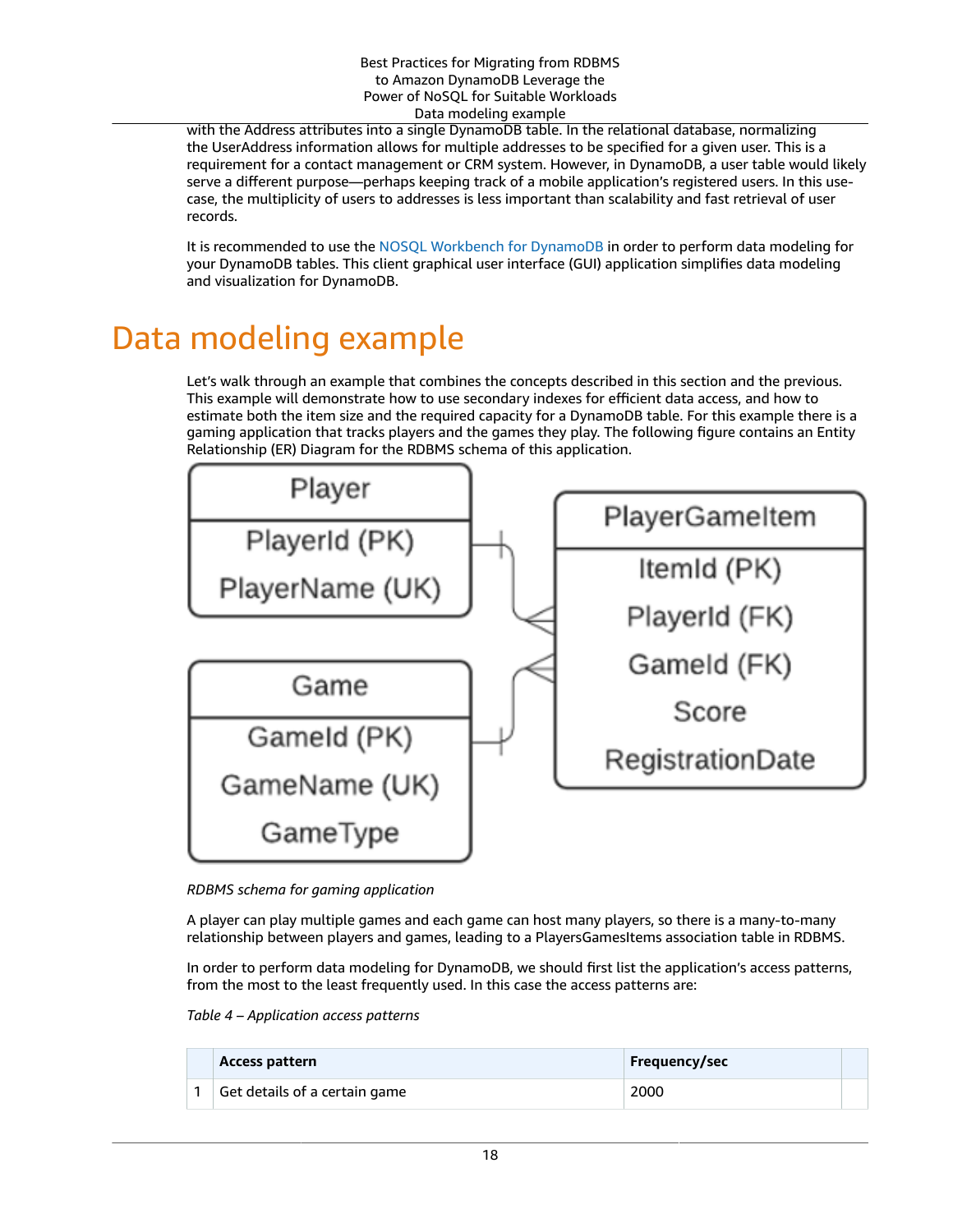with the Address attributes into a single DynamoDB table. In the relational database, normalizing the UserAddress information allows for multiple addresses to be specified for a given user. This is a requirement for a contact management or CRM system. However, in DynamoDB, a user table would likely serve a different purpose—perhaps keeping track of a mobile application's registered users. In this use-case, the multiplicity of users to addresses is less important than scalability and fast retrieval of user records.

It is recommended to use the NOSQL Workbench for DynamoDB in order to perform data modeling for your DynamoDB tables. This client graphical user interface (GUI) application simplifies data modeling and visualization for DynamoDB.

# Data modeling example

Let's walk through an example that combines the concepts described in this section and the previous. This example will demonstrate how to use secondary indexes for efficient data access, and how to estimate both the item size and the required capacity for a DynamoDB table. For this example there is a gaming application that tracks players and the games they play. The following figure contains an Entity Relationship (ER) Diagram for the RDBMS schema of this application.

| Player |
| --- |
| PlayerId (PK) |
| PlayerName (UK) |

| Game |
| --- |
| GameId (PK) |
| GameName (UK) |
| GameType |

| PlayerGameItem |
| --- |
| ItemId (PK) |
| PlayerId (FK) |
| GameId (FK) |
| Score |
| RegistrationDate |

*RDBMS schema for gaming application*

A player can play multiple games and each game can host many players, so there is a many-to-many relationship between players and games, leading to a PlayersGamesItems association table in RDBMS.

In order to perform data modeling for DynamoDB, we should first list the application's access patterns, from the most to the least frequently used. In this case the access patterns are:

*Table 4 – Application access patterns*

| | Access pattern | Frequency/sec | |
| --- | --- | --- | --- |
| 1 | Get details of a certain game | 2000 | |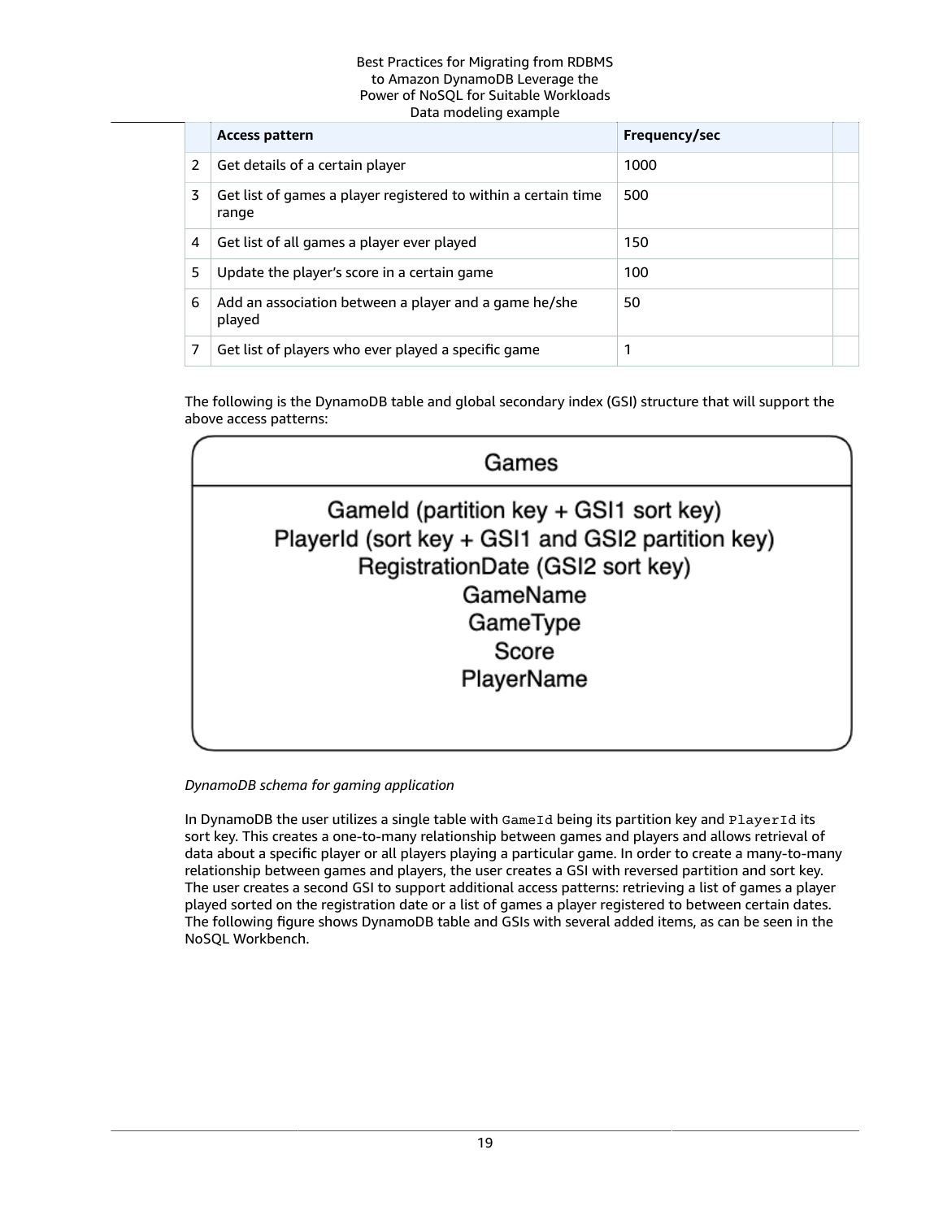| | Access pattern | Frequency/sec | |
|---|---|---|---|
| 2 | Get details of a certain player | 1000 | |
| 3 | Get list of games a player registered to within a certain time range | 500 | |
| 4 | Get list of all games a player ever played | 150 | |
| 5 | Update the player's score in a certain game | 100 | |
| 6 | Add an association between a player and a game he/she played | 50 | |
| 7 | Get list of players who ever played a specific game | 1 | |

The following is the DynamoDB table and global secondary index (GSI) structure that will support the above access patterns:

**Games**

GameId (partition key + GSI1 sort key)
PlayerId (sort key + GSI1 and GSI2 partition key)
RegistrationDate (GSI2 sort key)
GameName
GameType
Score
PlayerName

*DynamoDB schema for gaming application*

In DynamoDB the user utilizes a single table with `GameId` being its partition key and `PlayerId` its sort key. This creates a one-to-many relationship between games and players and allows retrieval of data about a specific player or all players playing a particular game. In order to create a many-to-many relationship between games and players, the user creates a GSI with reversed partition and sort key. The user creates a second GSI to support additional access patterns: retrieving a list of games a player played sorted on the registration date or a list of games a player registered to between certain dates. The following figure shows DynamoDB table and GSIs with several added items, as can be seen in the NoSQL Workbench.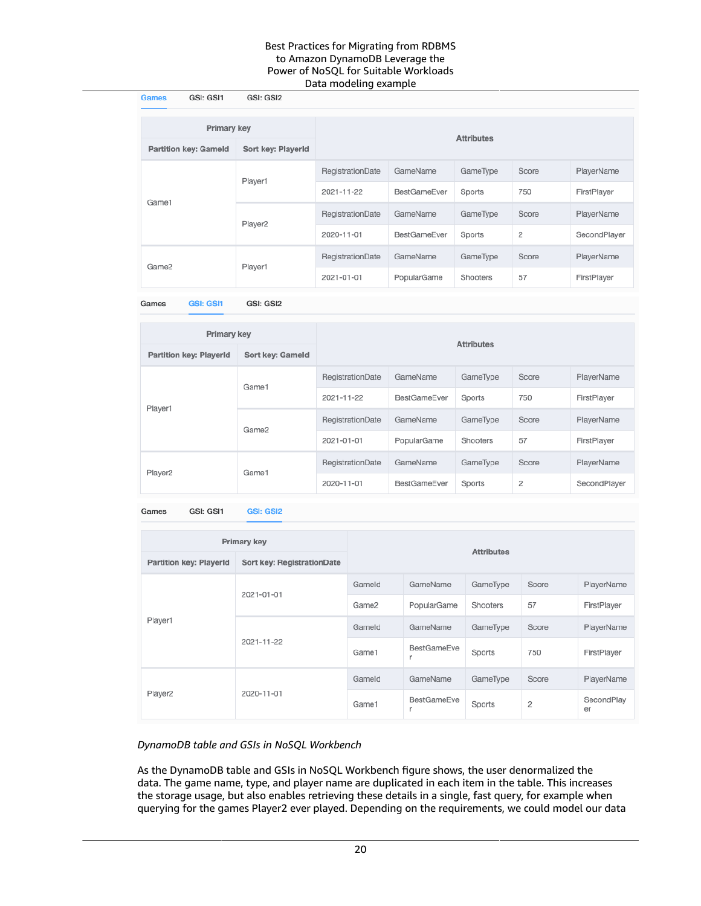Games | GSI: GSI1 | GSI: GSI2

| Primary key | | Attributes | | | | |
|---|---|---|---|---|---|---|
| Partition key: GameId | Sort key: PlayerId | | | | | |
| Game1 | Player1 | RegistrationDate | GameName | GameType | Score | PlayerName |
| | | 2021-11-22 | BestGameEver | Sports | 750 | FirstPlayer |
| | Player2 | RegistrationDate | GameName | GameType | Score | PlayerName |
| | | 2020-11-01 | BestGameEver | Sports | 2 | SecondPlayer |
| Game2 | Player1 | RegistrationDate | GameName | GameType | Score | PlayerName |
| | | 2021-01-01 | PopularGame | Shooters | 57 | FirstPlayer |

Games | GSI: GSI1 | GSI: GSI2

| Primary key | | Attributes | | | | |
|---|---|---|---|---|---|---|
| Partition key: PlayerId | Sort key: GameId | | | | | |
| Player1 | Game1 | RegistrationDate | GameName | GameType | Score | PlayerName |
| | | 2021-11-22 | BestGameEver | Sports | 750 | FirstPlayer |
| | Game2 | RegistrationDate | GameName | GameType | Score | PlayerName |
| | | 2021-01-01 | PopularGame | Shooters | 57 | FirstPlayer |
| Player2 | Game1 | RegistrationDate | GameName | GameType | Score | PlayerName |
| | | 2020-11-01 | BestGameEver | Sports | 2 | SecondPlayer |

Games | GSI: GSI1 | GSI: GSI2

| Primary key | | Attributes | | | | |
|---|---|---|---|---|---|---|
| Partition key: PlayerId | Sort key: RegistrationDate | | | | | |
| Player1 | 2021-01-01 | GameId | GameName | GameType | Score | PlayerName |
| | | Game2 | PopularGame | Shooters | 57 | FirstPlayer |
| | 2021-11-22 | GameId | GameName | GameType | Score | PlayerName |
| | | Game1 | BestGameEver | Sports | 750 | FirstPlayer |
| Player2 | 2020-11-01 | GameId | GameName | GameType | Score | PlayerName |
| | | Game1 | BestGameEver | Sports | 2 | SecondPlayer |

*DynamoDB table and GSIs in NoSQL Workbench*

As the DynamoDB table and GSIs in NoSQL Workbench figure shows, the user denormalized the data. The game name, type, and player name are duplicated in each item in the table. This increases the storage usage, but also enables retrieving these details in a single, fast query, for example when querying for the games Player2 ever played. Depending on the requirements, we could model our data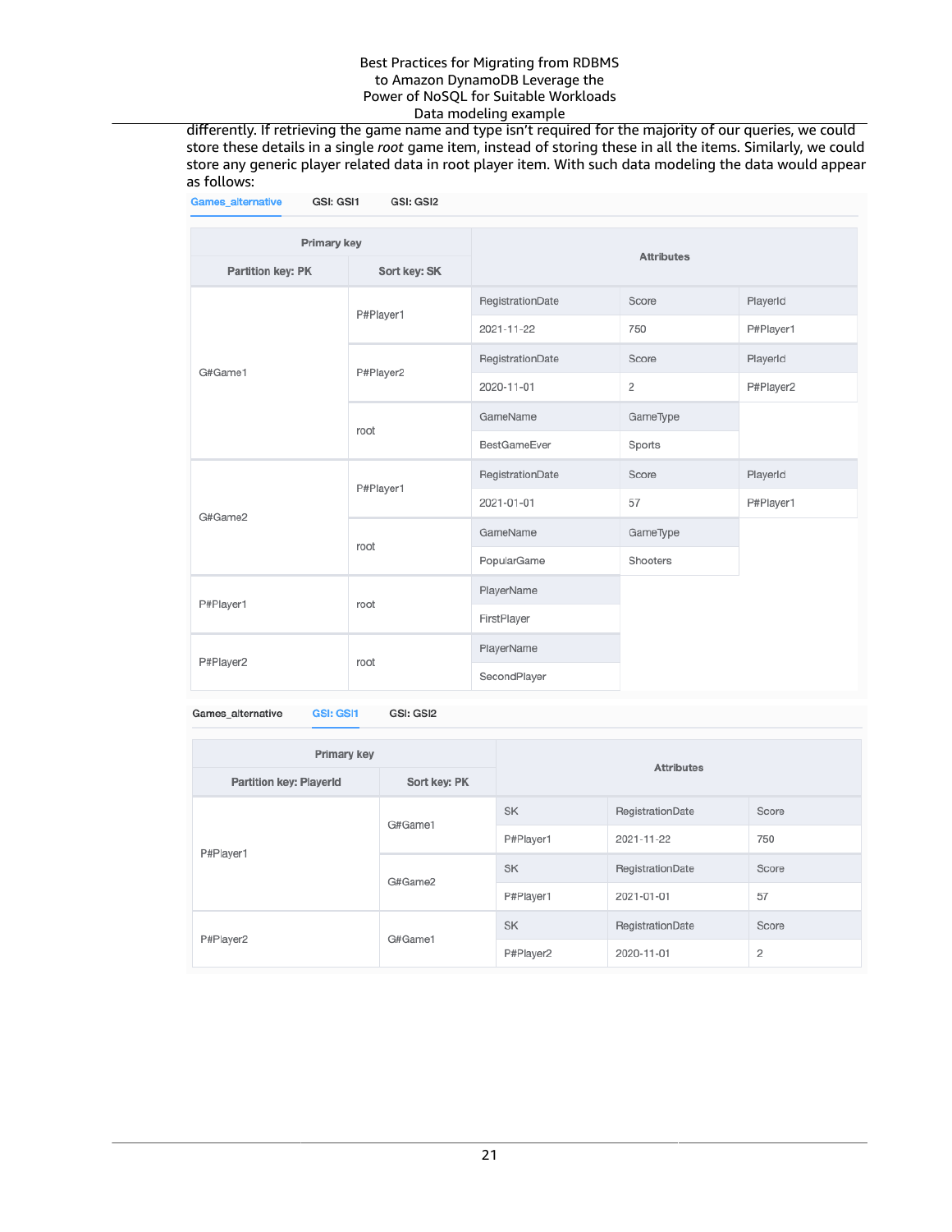differently. If retrieving the game name and type isn't required for the majority of our queries, we could store these details in a single *root* game item, instead of storing these in all the items. Similarly, we could store any generic player related data in root player item. With such data modeling the data would appear as follows:

**Games_alternative** | GSI: GSI1 | GSI: GSI2

| Primary key | | Attributes | | |
|---|---|---|---|---|
| **Partition key: PK** | **Sort key: SK** | | | |
| G#Game1 | P#Player1 | RegistrationDate | Score | PlayerId |
| | | 2021-11-22 | 750 | P#Player1 |
| | P#Player2 | RegistrationDate | Score | PlayerId |
| | | 2020-11-01 | 2 | P#Player2 |
| | root | GameName | GameType | |
| | | BestGameEver | Sports | |
| G#Game2 | P#Player1 | RegistrationDate | Score | PlayerId |
| | | 2021-01-01 | 57 | P#Player1 |
| | root | GameName | GameType | |
| | | PopularGame | Shooters | |
| P#Player1 | root | PlayerName | | |
| | | FirstPlayer | | |
| P#Player2 | root | PlayerName | | |
| | | SecondPlayer | | |

Games_alternative | **GSI: GSI1** | GSI: GSI2

| Primary key | | Attributes | | |
|---|---|---|---|---|
| **Partition key: PlayerId** | **Sort key: PK** | | | |
| P#Player1 | G#Game1 | SK | RegistrationDate | Score |
| | | P#Player1 | 2021-11-22 | 750 |
| | G#Game2 | SK | RegistrationDate | Score |
| | | P#Player1 | 2021-01-01 | 57 |
| P#Player2 | G#Game1 | SK | RegistrationDate | Score |
| | | P#Player2 | 2020-11-01 | 2 |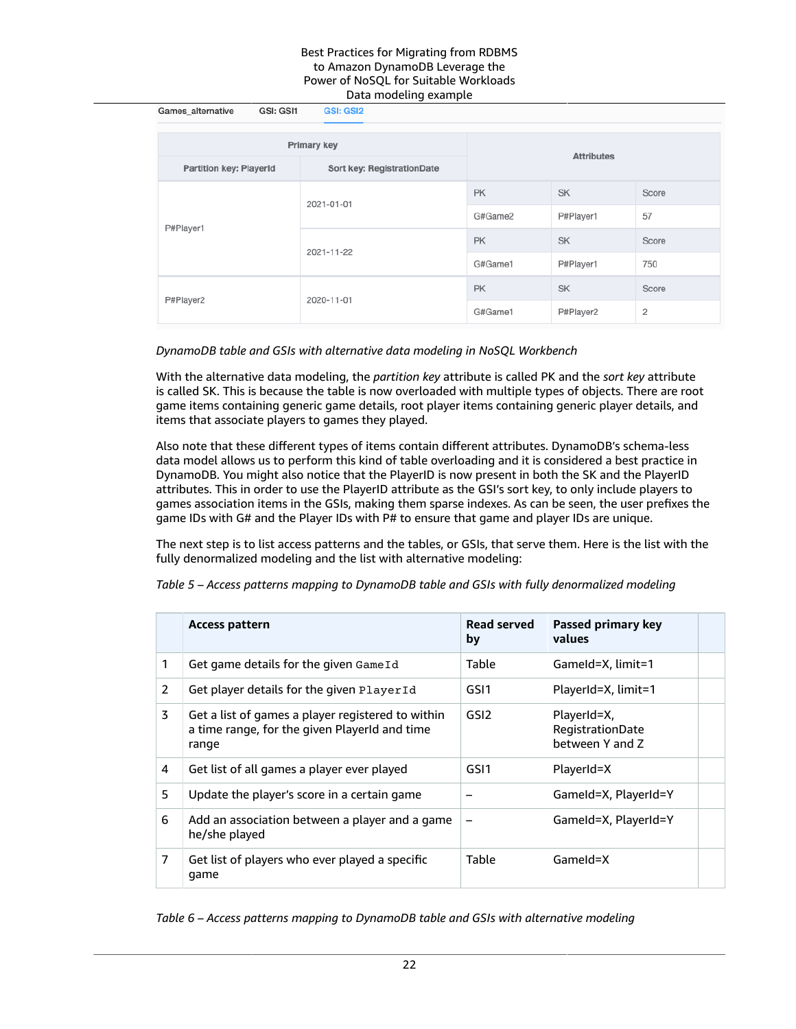| Games_alternative | GSI: GSI1 | GSI: GSI2 | | |
|---|---|---|---|---|
| **Primary key** | | **Attributes** | | |
| **Partition key: PlayerId** | **Sort key: RegistrationDate** | | | |
| P#Player1 | 2021-01-01 | PK | SK | Score |
| | | G#Game2 | P#Player1 | 57 |
| | 2021-11-22 | PK | SK | Score |
| | | G#Game1 | P#Player1 | 750 |
| P#Player2 | 2020-11-01 | PK | SK | Score |
| | | G#Game1 | P#Player2 | 2 |

*DynamoDB table and GSIs with alternative data modeling in NoSQL Workbench*

With the alternative data modeling, the *partition key* attribute is called PK and the *sort key* attribute is called SK. This is because the table is now overloaded with multiple types of objects. There are root game items containing generic game details, root player items containing generic player details, and items that associate players to games they played.

Also note that these different types of items contain different attributes. DynamoDB's schema-less data model allows us to perform this kind of table overloading and it is considered a best practice in DynamoDB. You might also notice that the PlayerID is now present in both the SK and the PlayerID attributes. This in order to use the PlayerID attribute as the GSI's sort key, to only include players to games association items in the GSIs, making them sparse indexes. As can be seen, the user prefixes the game IDs with G# and the Player IDs with P# to ensure that game and player IDs are unique.

The next step is to list access patterns and the tables, or GSIs, that serve them. Here is the list with the fully denormalized modeling and the list with alternative modeling:

*Table 5 – Access patterns mapping to DynamoDB table and GSIs with fully denormalized modeling*

| | Access pattern | Read served by | Passed primary key values | |
|---|---|---|---|---|
| 1 | Get game details for the given `GameId` | Table | GameId=X, limit=1 | |
| 2 | Get player details for the given `PlayerId` | GSI1 | PlayerId=X, limit=1 | |
| 3 | Get a list of games a player registered to within a time range, for the given PlayerId and time range | GSI2 | PlayerId=X, RegistrationDate between Y and Z | |
| 4 | Get list of all games a player ever played | GSI1 | PlayerId=X | |
| 5 | Update the player's score in a certain game | – | GameId=X, PlayerId=Y | |
| 6 | Add an association between a player and a game he/she played | – | GameId=X, PlayerId=Y | |
| 7 | Get list of players who ever played a specific game | Table | GameId=X | |

*Table 6 – Access patterns mapping to DynamoDB table and GSIs with alternative modeling*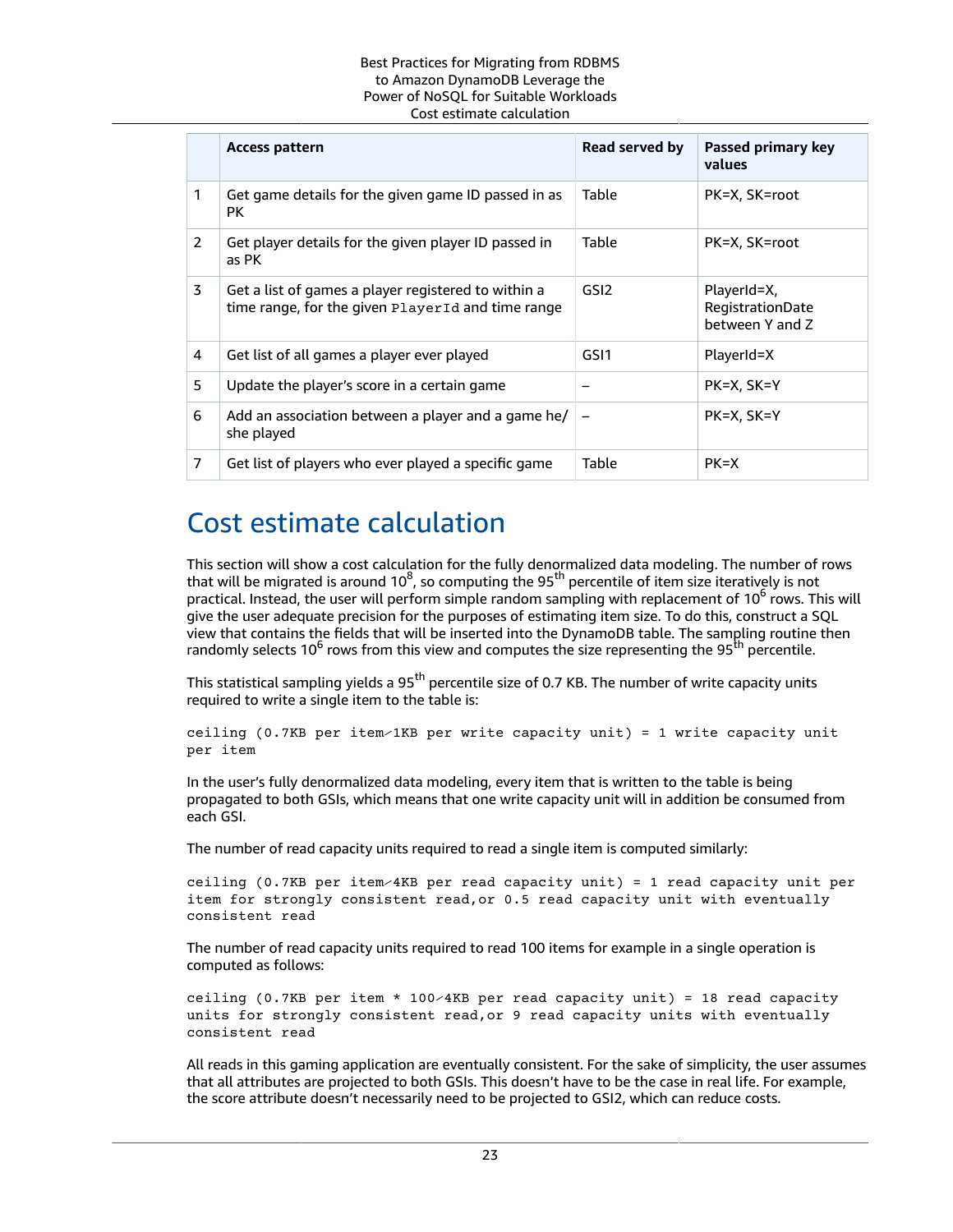|  | Access pattern | Read served by | Passed primary key values |
| --- | --- | --- | --- |
| 1 | Get game details for the given game ID passed in as PK | Table | PK=X, SK=root |
| 2 | Get player details for the given player ID passed in as PK | Table | PK=X, SK=root |
| 3 | Get a list of games a player registered to within a time range, for the given `PlayerId` and time range | GSI2 | PlayerId=X, RegistrationDate between Y and Z |
| 4 | Get list of all games a player ever played | GSI1 | PlayerId=X |
| 5 | Update the player's score in a certain game | – | PK=X, SK=Y |
| 6 | Add an association between a player and a game he/she played | – | PK=X, SK=Y |
| 7 | Get list of players who ever played a specific game | Table | PK=X |

# Cost estimate calculation

This section will show a cost calculation for the fully denormalized data modeling. The number of rows that will be migrated is around $10^8$, so computing the $95^{th}$ percentile of item size iteratively is not practical. Instead, the user will perform simple random sampling with replacement of $10^6$ rows. This will give the user adequate precision for the purposes of estimating item size. To do this, construct a SQL view that contains the fields that will be inserted into the DynamoDB table. The sampling routine then randomly selects $10^6$ rows from this view and computes the size representing the $95^{th}$ percentile.

This statistical sampling yields a $95^{th}$ percentile size of 0.7 KB. The number of write capacity units required to write a single item to the table is:

```
ceiling (0.7KB per item⁄1KB per write capacity unit) = 1 write capacity unit
per item
```

In the user's fully denormalized data modeling, every item that is written to the table is being propagated to both GSIs, which means that one write capacity unit will in addition be consumed from each GSI.

The number of read capacity units required to read a single item is computed similarly:

```
ceiling (0.7KB per item⁄4KB per read capacity unit) = 1 read capacity unit per
item for strongly consistent read,or 0.5 read capacity unit with eventually
consistent read
```

The number of read capacity units required to read 100 items for example in a single operation is computed as follows:

```
ceiling (0.7KB per item * 100⁄4KB per read capacity unit) = 18 read capacity
units for strongly consistent read,or 9 read capacity units with eventually
consistent read
```

All reads in this gaming application are eventually consistent. For the sake of simplicity, the user assumes that all attributes are projected to both GSIs. This doesn't have to be the case in real life. For example, the score attribute doesn't necessarily need to be projected to GSI2, which can reduce costs.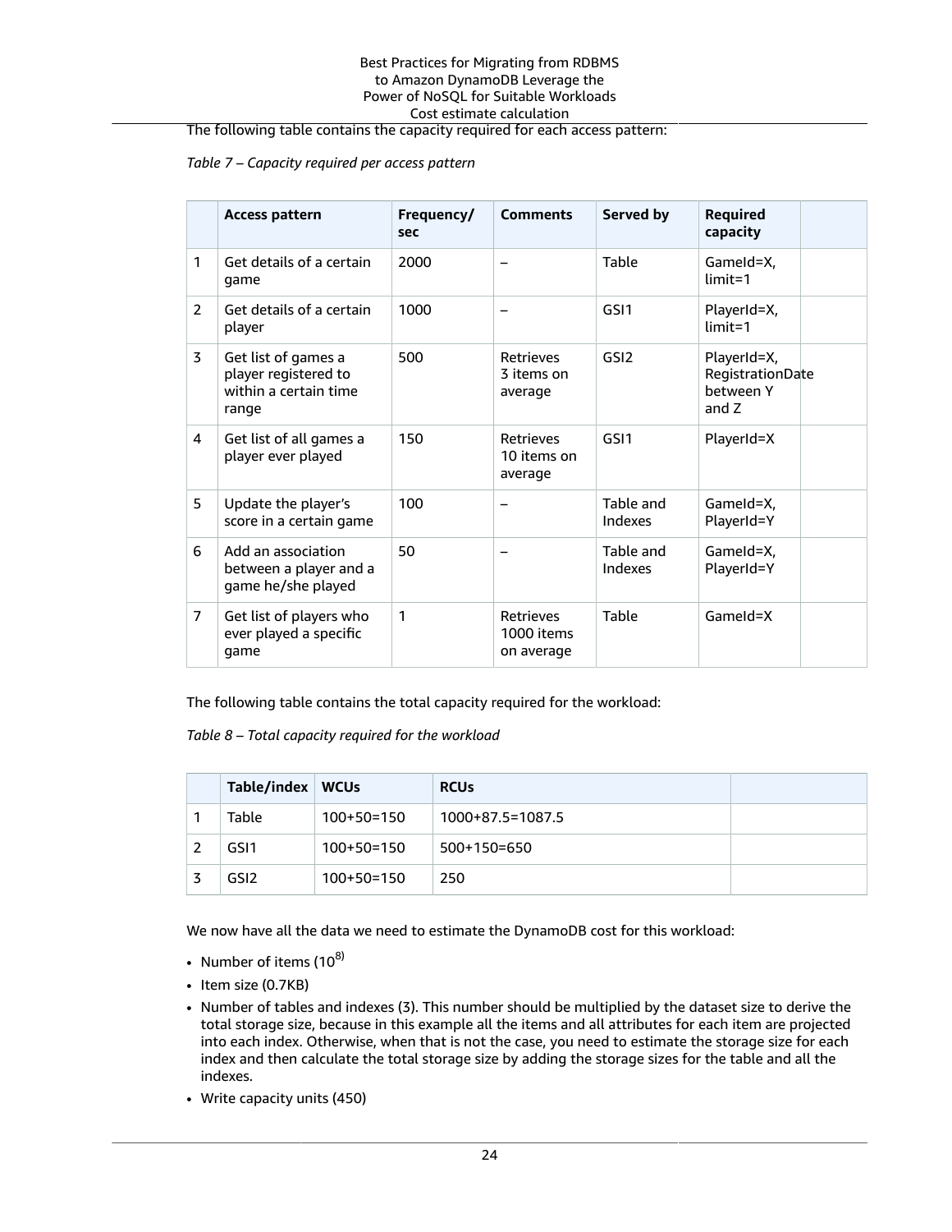The following table contains the capacity required for each access pattern:

*Table 7 – Capacity required per access pattern*

| | Access pattern | Frequency/sec | Comments | Served by | Required capacity | |
|---|---|---|---|---|---|---|
| 1 | Get details of a certain game | 2000 | – | Table | GameId=X, limit=1 | |
| 2 | Get details of a certain player | 1000 | – | GSI1 | PlayerId=X, limit=1 | |
| 3 | Get list of games a player registered to within a certain time range | 500 | Retrieves 3 items on average | GSI2 | PlayerId=X, RegistrationDate between Y and Z | |
| 4 | Get list of all games a player ever played | 150 | Retrieves 10 items on average | GSI1 | PlayerId=X | |
| 5 | Update the player's score in a certain game | 100 | – | Table and Indexes | GameId=X, PlayerId=Y | |
| 6 | Add an association between a player and a game he/she played | 50 | – | Table and Indexes | GameId=X, PlayerId=Y | |
| 7 | Get list of players who ever played a specific game | 1 | Retrieves 1000 items on average | Table | GameId=X | |

The following table contains the total capacity required for the workload:

*Table 8 – Total capacity required for the workload*

| | Table/index | WCUs | RCUs | |
|---|---|---|---|---|
| 1 | Table | 100+50=150 | 1000+87.5=1087.5 | |
| 2 | GSI1 | 100+50=150 | 500+150=650 | |
| 3 | GSI2 | 100+50=150 | 250 | |

We now have all the data we need to estimate the DynamoDB cost for this workload:

- Number of items ($10^8$)
- Item size (0.7KB)
- Number of tables and indexes (3). This number should be multiplied by the dataset size to derive the total storage size, because in this example all the items and all attributes for each item are projected into each index. Otherwise, when that is not the case, you need to estimate the storage size for each index and then calculate the total storage size by adding the storage sizes for the table and all the indexes.
- Write capacity units (450)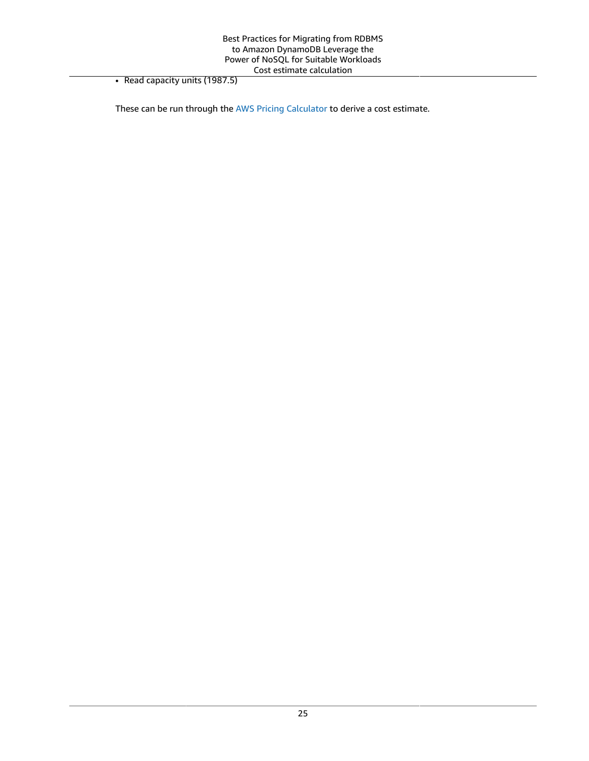- Read capacity units (1987.5)

These can be run through the AWS Pricing Calculator to derive a cost estimate.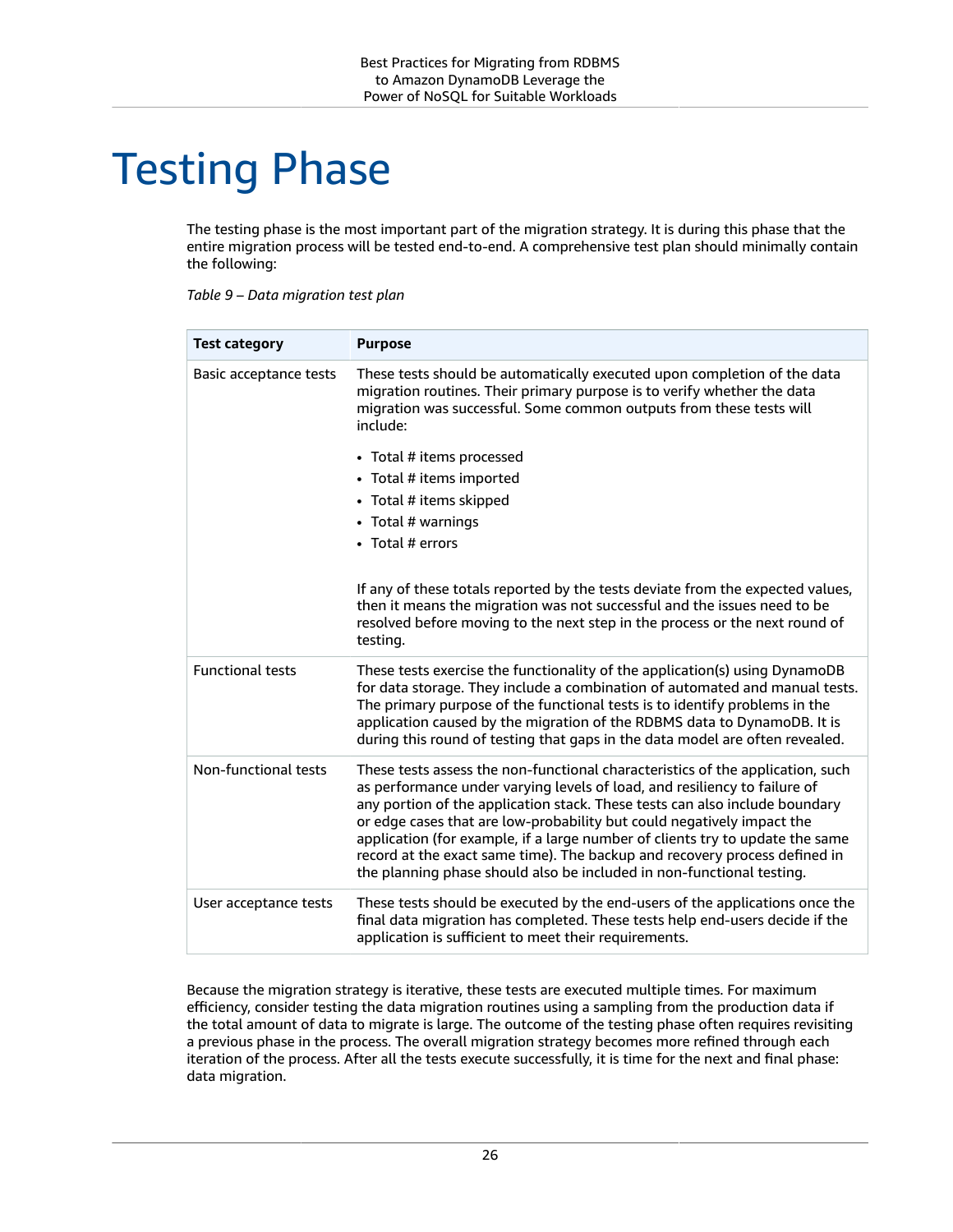# Testing Phase

The testing phase is the most important part of the migration strategy. It is during this phase that the entire migration process will be tested end-to-end. A comprehensive test plan should minimally contain the following:

*Table 9 – Data migration test plan*

| Test category | Purpose |
| --- | --- |
| Basic acceptance tests | These tests should be automatically executed upon completion of the data migration routines. Their primary purpose is to verify whether the data migration was successful. Some common outputs from these tests will include:<br><br>• Total # items processed<br>• Total # items imported<br>• Total # items skipped<br>• Total # warnings<br>• Total # errors<br><br>If any of these totals reported by the tests deviate from the expected values, then it means the migration was not successful and the issues need to be resolved before moving to the next step in the process or the next round of testing. |
| Functional tests | These tests exercise the functionality of the application(s) using DynamoDB for data storage. They include a combination of automated and manual tests. The primary purpose of the functional tests is to identify problems in the application caused by the migration of the RDBMS data to DynamoDB. It is during this round of testing that gaps in the data model are often revealed. |
| Non-functional tests | These tests assess the non-functional characteristics of the application, such as performance under varying levels of load, and resiliency to failure of any portion of the application stack. These tests can also include boundary or edge cases that are low-probability but could negatively impact the application (for example, if a large number of clients try to update the same record at the exact same time). The backup and recovery process defined in the planning phase should also be included in non-functional testing. |
| User acceptance tests | These tests should be executed by the end-users of the applications once the final data migration has completed. These tests help end-users decide if the application is sufficient to meet their requirements. |

Because the migration strategy is iterative, these tests are executed multiple times. For maximum efficiency, consider testing the data migration routines using a sampling from the production data if the total amount of data to migrate is large. The outcome of the testing phase often requires revisiting a previous phase in the process. The overall migration strategy becomes more refined through each iteration of the process. After all the tests execute successfully, it is time for the next and final phase: data migration.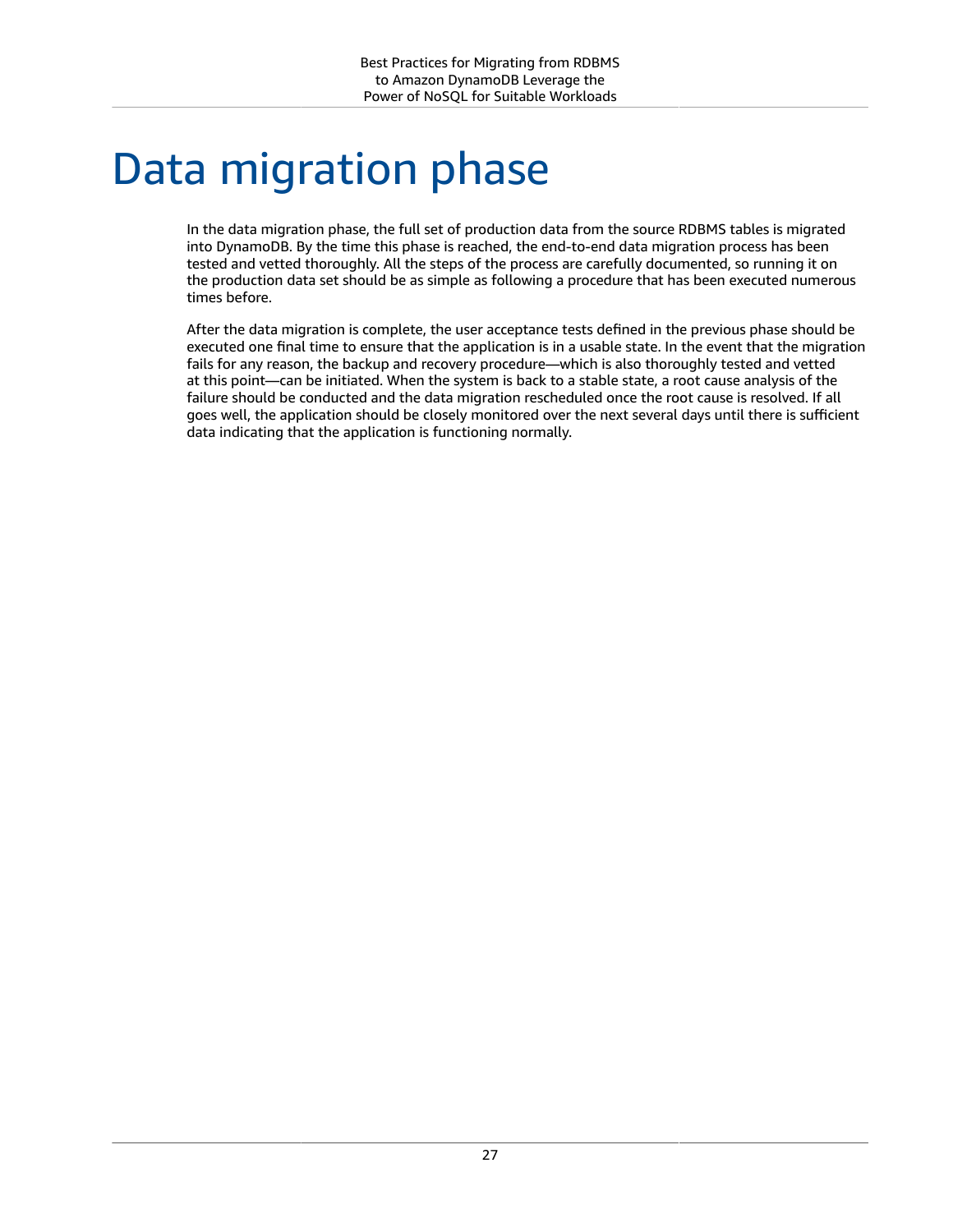# Data migration phase

In the data migration phase, the full set of production data from the source RDBMS tables is migrated into DynamoDB. By the time this phase is reached, the end-to-end data migration process has been tested and vetted thoroughly. All the steps of the process are carefully documented, so running it on the production data set should be as simple as following a procedure that has been executed numerous times before.

After the data migration is complete, the user acceptance tests defined in the previous phase should be executed one final time to ensure that the application is in a usable state. In the event that the migration fails for any reason, the backup and recovery procedure—which is also thoroughly tested and vetted at this point—can be initiated. When the system is back to a stable state, a root cause analysis of the failure should be conducted and the data migration rescheduled once the root cause is resolved. If all goes well, the application should be closely monitored over the next several days until there is sufficient data indicating that the application is functioning normally.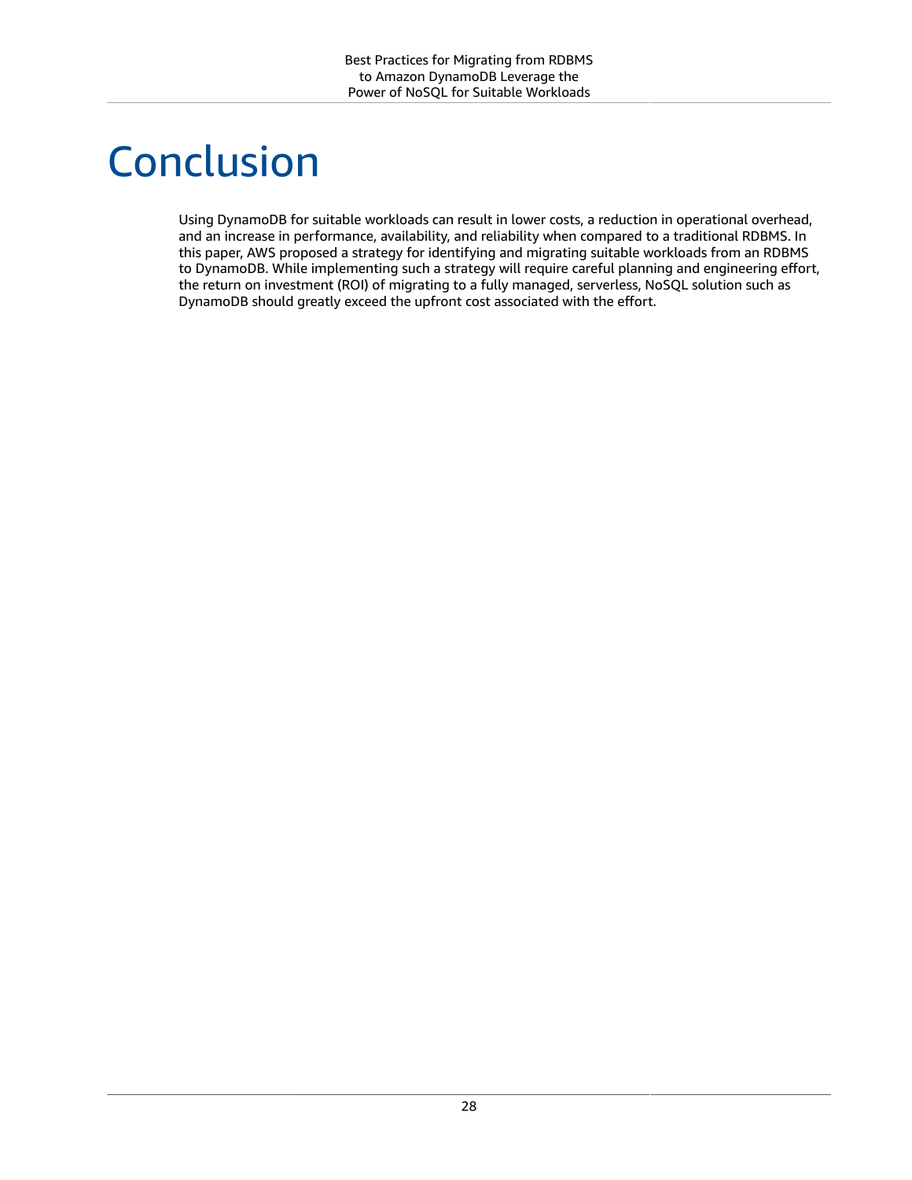# Conclusion

Using DynamoDB for suitable workloads can result in lower costs, a reduction in operational overhead, and an increase in performance, availability, and reliability when compared to a traditional RDBMS. In this paper, AWS proposed a strategy for identifying and migrating suitable workloads from an RDBMS to DynamoDB. While implementing such a strategy will require careful planning and engineering effort, the return on investment (ROI) of migrating to a fully managed, serverless, NoSQL solution such as DynamoDB should greatly exceed the upfront cost associated with the effort.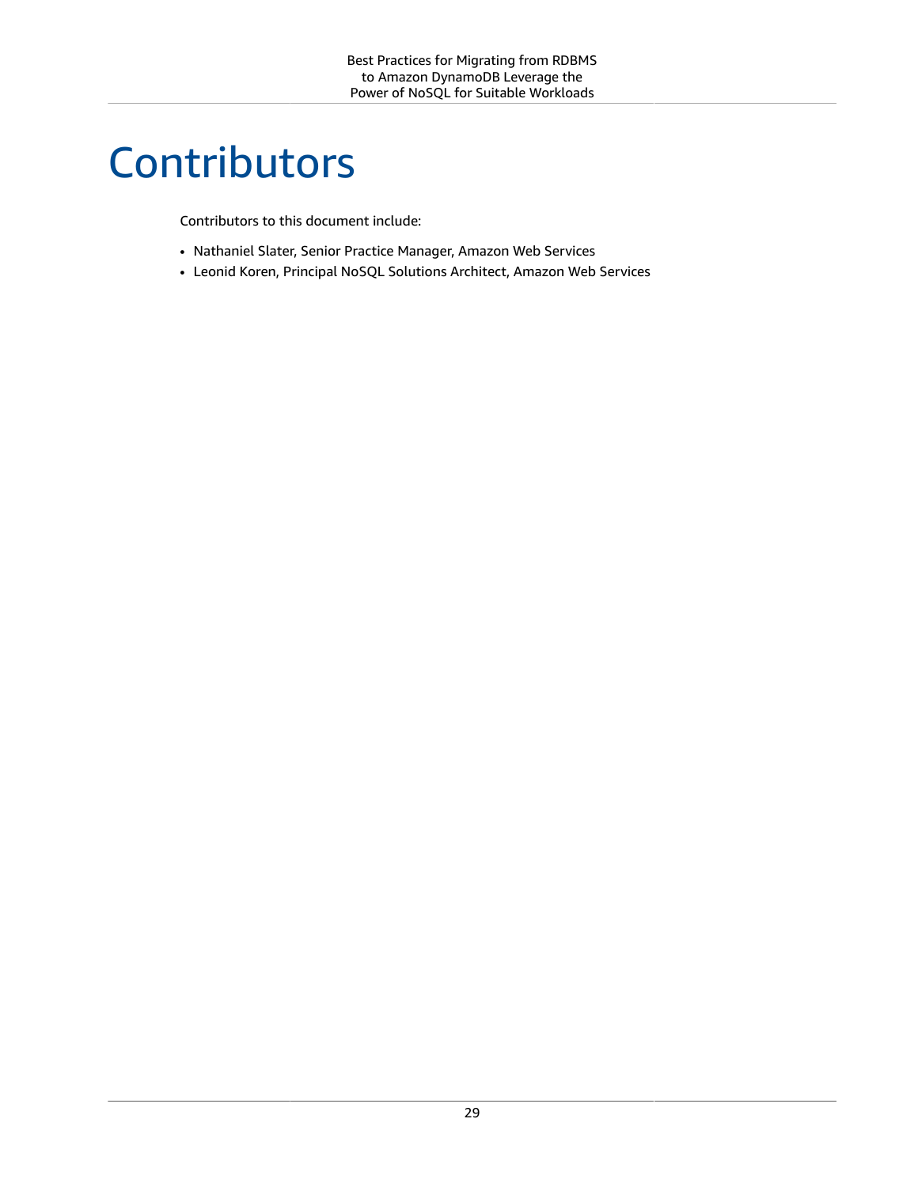# Contributors

Contributors to this document include:

- Nathaniel Slater, Senior Practice Manager, Amazon Web Services
- Leonid Koren, Principal NoSQL Solutions Architect, Amazon Web Services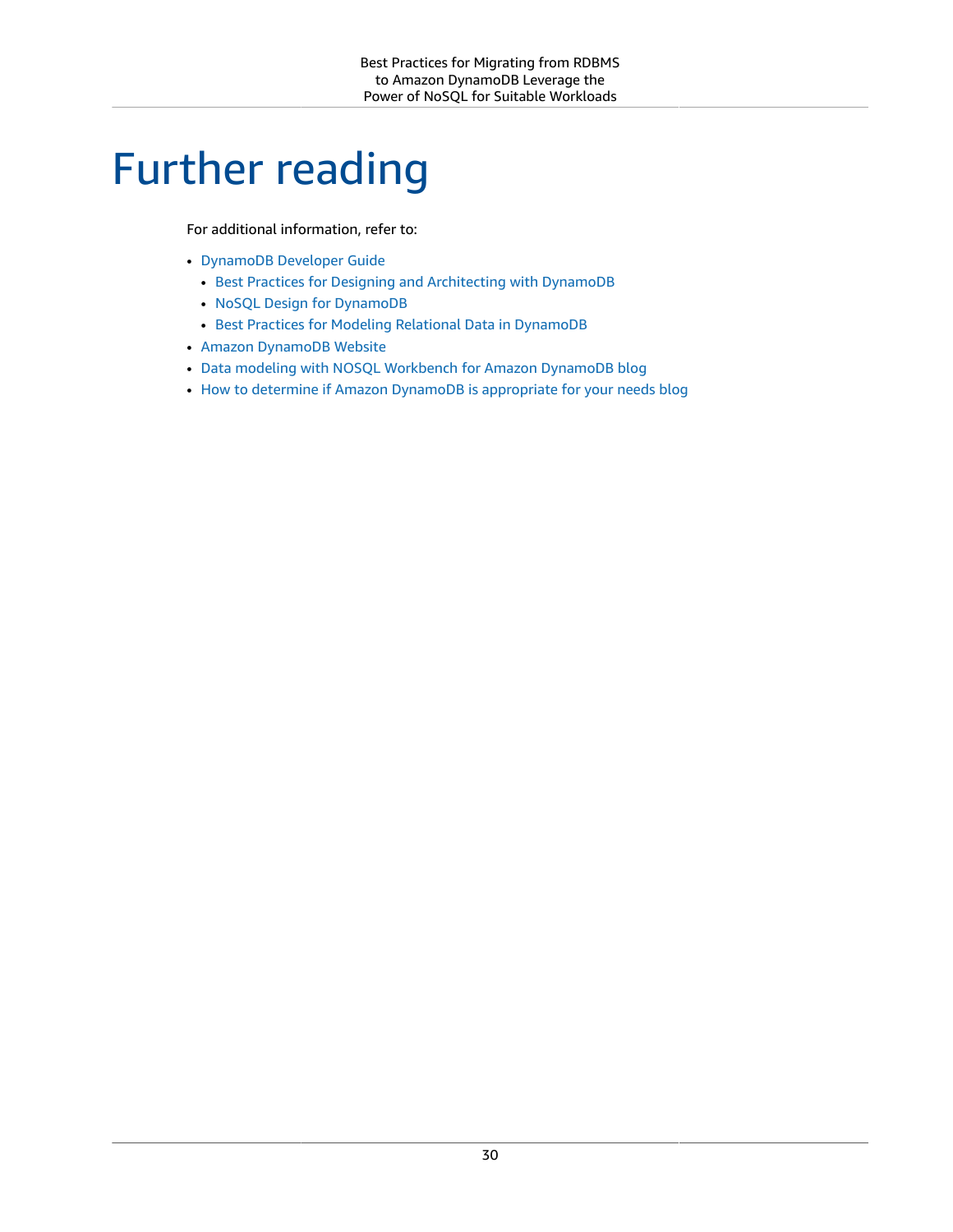# Further reading

For additional information, refer to:

- DynamoDB Developer Guide
  - Best Practices for Designing and Architecting with DynamoDB
  - NoSQL Design for DynamoDB
  - Best Practices for Modeling Relational Data in DynamoDB
- Amazon DynamoDB Website
- Data modeling with NOSQL Workbench for Amazon DynamoDB blog
- How to determine if Amazon DynamoDB is appropriate for your needs blog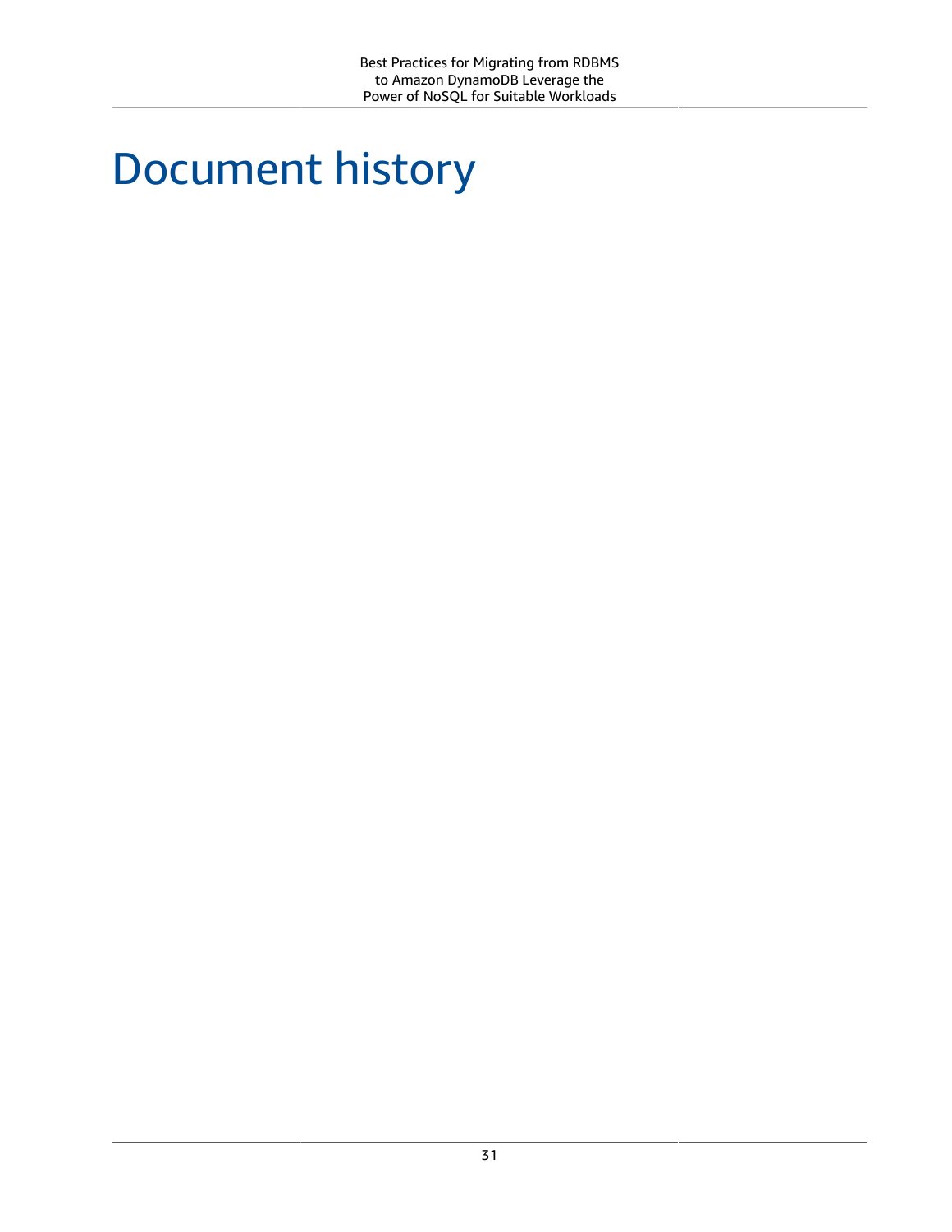# Document history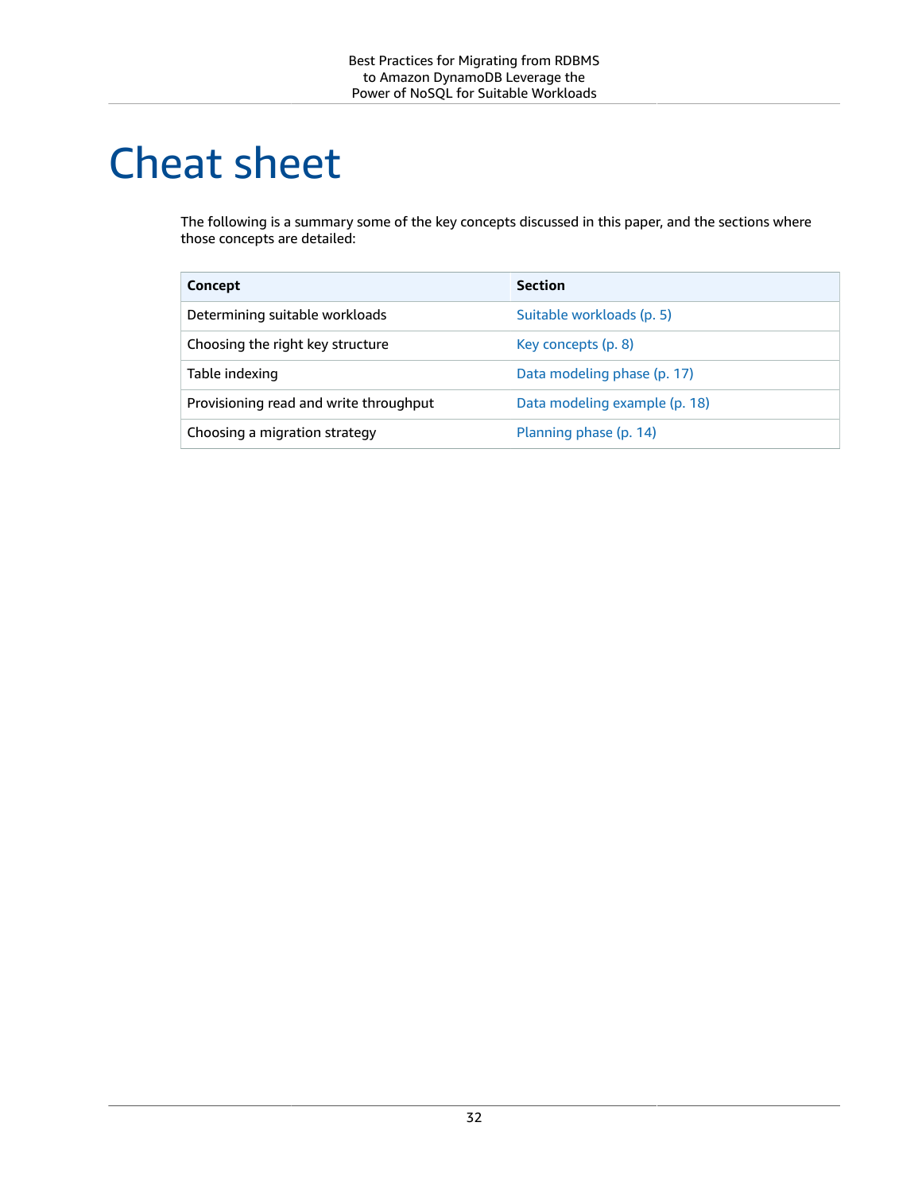# Cheat sheet

The following is a summary some of the key concepts discussed in this paper, and the sections where those concepts are detailed:

| Concept | Section |
| --- | --- |
| Determining suitable workloads | Suitable workloads (p. 5) |
| Choosing the right key structure | Key concepts (p. 8) |
| Table indexing | Data modeling phase (p. 17) |
| Provisioning read and write throughput | Data modeling example (p. 18) |
| Choosing a migration strategy | Planning phase (p. 14) |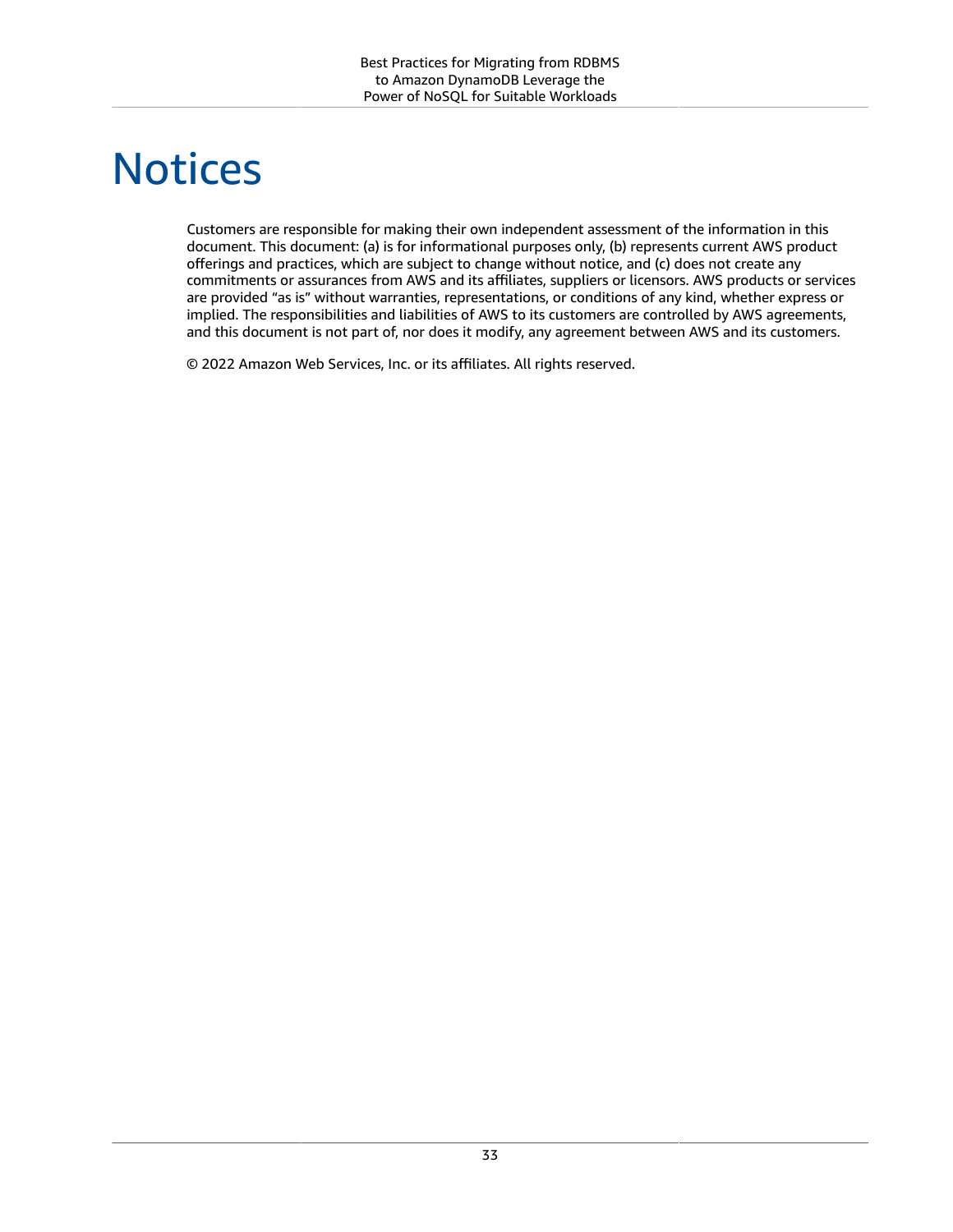# Notices

Customers are responsible for making their own independent assessment of the information in this document. This document: (a) is for informational purposes only, (b) represents current AWS product offerings and practices, which are subject to change without notice, and (c) does not create any commitments or assurances from AWS and its affiliates, suppliers or licensors. AWS products or services are provided "as is" without warranties, representations, or conditions of any kind, whether express or implied. The responsibilities and liabilities of AWS to its customers are controlled by AWS agreements, and this document is not part of, nor does it modify, any agreement between AWS and its customers.

© 2022 Amazon Web Services, Inc. or its affiliates. All rights reserved.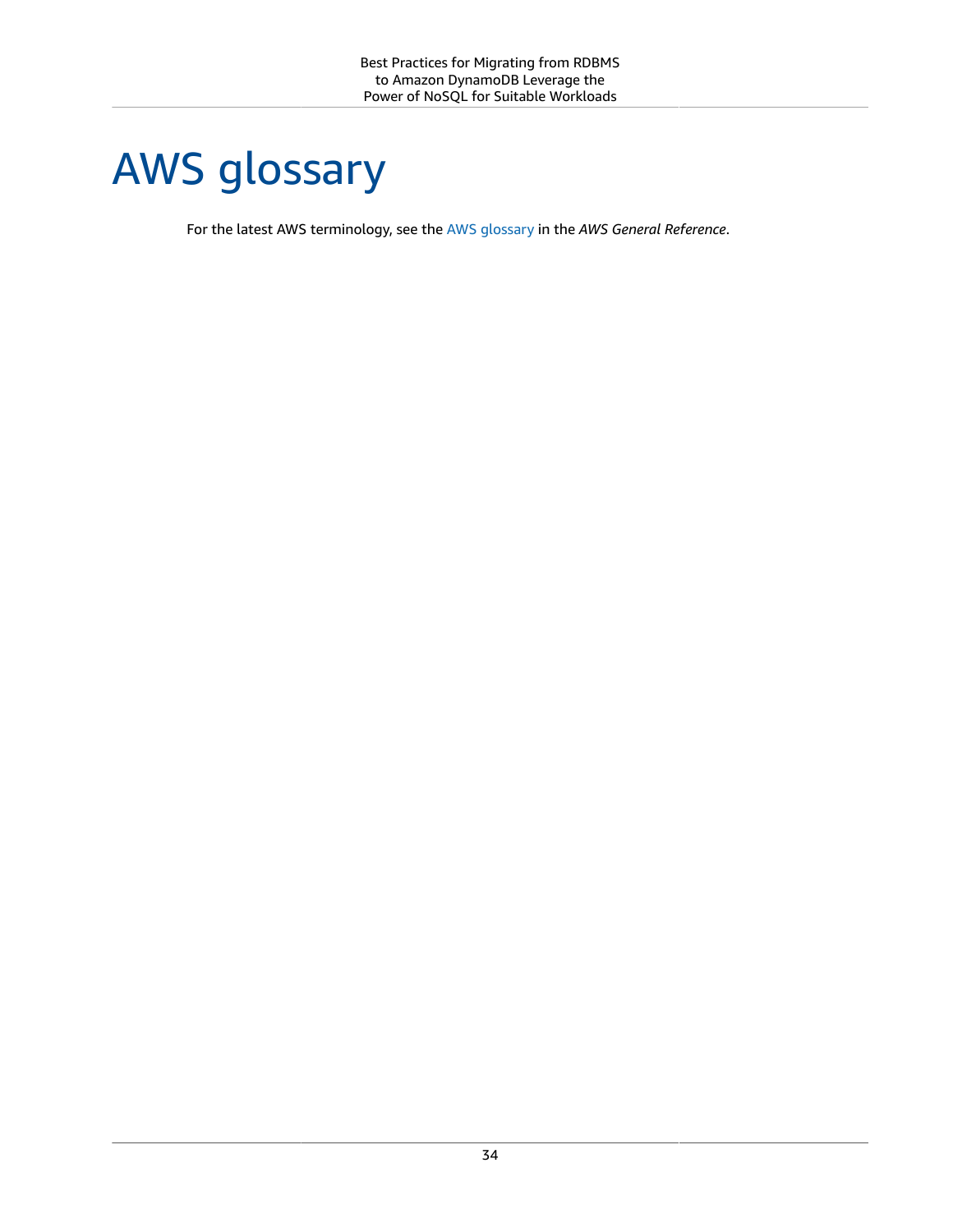# AWS glossary

For the latest AWS terminology, see the AWS glossary in the *AWS General Reference*.